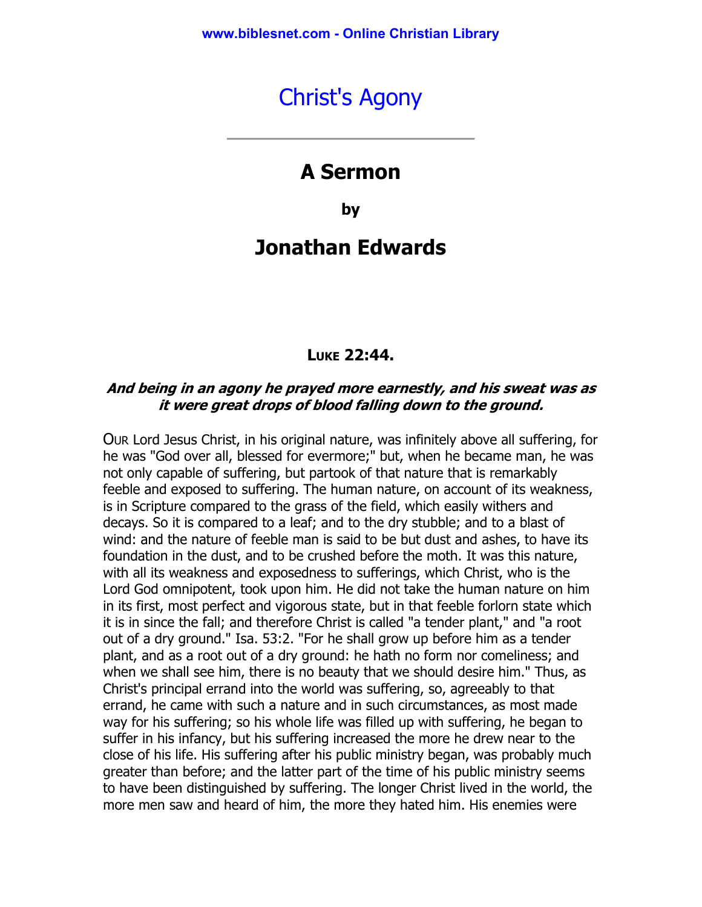# Christ's Agony

## A Sermon

**by**

## Jonathan Edwards

**Luke 22:44.**

***And being in an agony he prayed more earnestly, and his sweat was as it were great drops of blood falling down to the ground.***

OUR Lord Jesus Christ, in his original nature, was infinitely above all suffering, for he was "God over all, blessed for evermore;" but, when he became man, he was not only capable of suffering, but partook of that nature that is remarkably feeble and exposed to suffering. The human nature, on account of its weakness, is in Scripture compared to the grass of the field, which easily withers and decays. So it is compared to a leaf; and to the dry stubble; and to a blast of wind: and the nature of feeble man is said to be but dust and ashes, to have its foundation in the dust, and to be crushed before the moth. It was this nature, with all its weakness and exposedness to sufferings, which Christ, who is the Lord God omnipotent, took upon him. He did not take the human nature on him in its first, most perfect and vigorous state, but in that feeble forlorn state which it is in since the fall; and therefore Christ is called "a tender plant," and "a root out of a dry ground." Isa. 53:2. "For he shall grow up before him as a tender plant, and as a root out of a dry ground: he hath no form nor comeliness; and when we shall see him, there is no beauty that we should desire him." Thus, as Christ's principal errand into the world was suffering, so, agreeably to that errand, he came with such a nature and in such circumstances, as most made way for his suffering; so his whole life was filled up with suffering, he began to suffer in his infancy, but his suffering increased the more he drew near to the close of his life. His suffering after his public ministry began, was probably much greater than before; and the latter part of the time of his public ministry seems to have been distinguished by suffering. The longer Christ lived in the world, the more men saw and heard of him, the more they hated him. His enemies were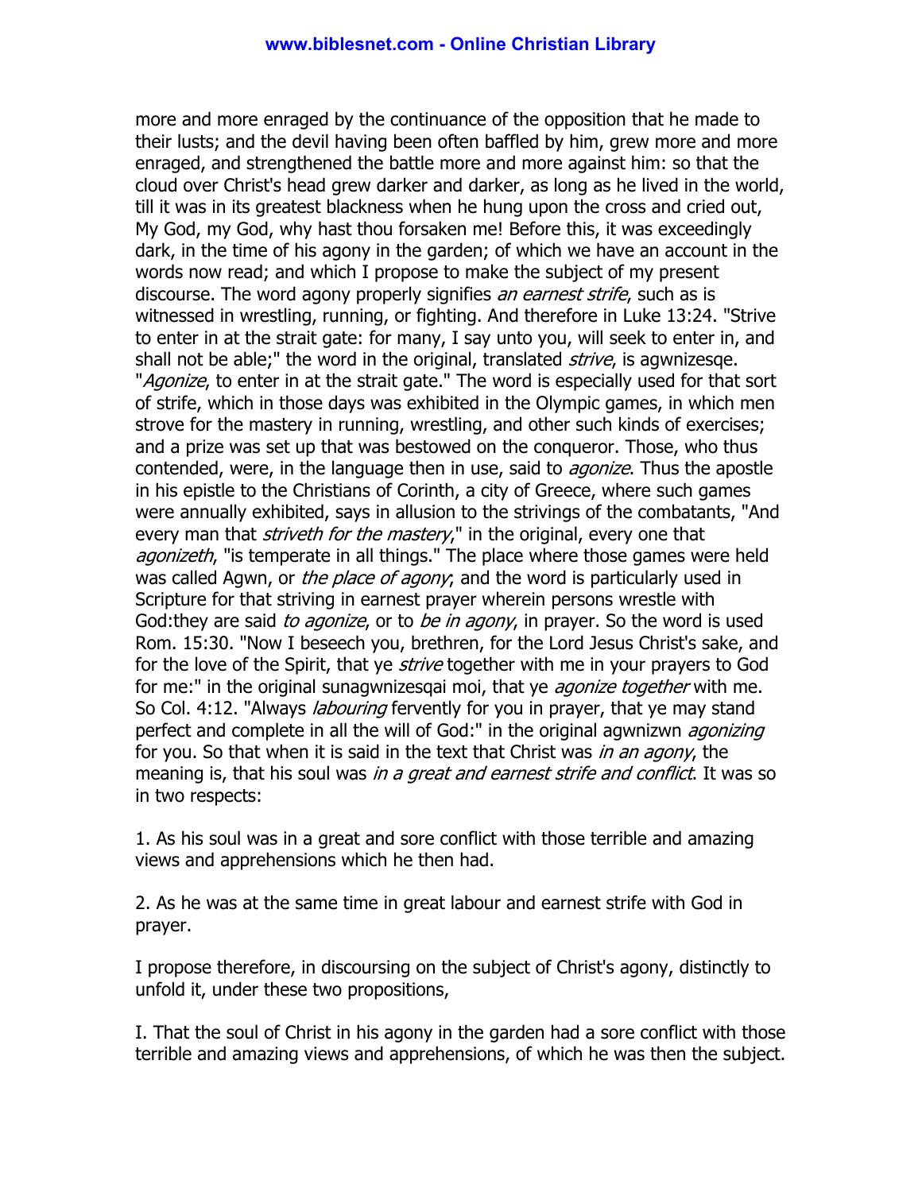more and more enraged by the continuance of the opposition that he made to their lusts; and the devil having been often baffled by him, grew more and more enraged, and strengthened the battle more and more against him: so that the cloud over Christ's head grew darker and darker, as long as he lived in the world, till it was in its greatest blackness when he hung upon the cross and cried out, My God, my God, why hast thou forsaken me! Before this, it was exceedingly dark, in the time of his agony in the garden; of which we have an account in the words now read; and which I propose to make the subject of my present discourse. The word agony properly signifies *an earnest strife*, such as is witnessed in wrestling, running, or fighting. And therefore in Luke 13:24. "Strive to enter in at the strait gate: for many, I say unto you, will seek to enter in, and shall not be able;" the word in the original, translated *strive*, is agwnizesqe. "*Agonize*, to enter in at the strait gate." The word is especially used for that sort of strife, which in those days was exhibited in the Olympic games, in which men strove for the mastery in running, wrestling, and other such kinds of exercises; and a prize was set up that was bestowed on the conqueror. Those, who thus contended, were, in the language then in use, said to *agonize*. Thus the apostle in his epistle to the Christians of Corinth, a city of Greece, where such games were annually exhibited, says in allusion to the strivings of the combatants, "And every man that *striveth for the mastery*," in the original, every one that *agonizeth*, "is temperate in all things." The place where those games were held was called Agwn, or *the place of agony*; and the word is particularly used in Scripture for that striving in earnest prayer wherein persons wrestle with God:they are said *to agonize*, or to *be in agony*, in prayer. So the word is used Rom. 15:30. "Now I beseech you, brethren, for the Lord Jesus Christ's sake, and for the love of the Spirit, that ye *strive* together with me in your prayers to God for me:" in the original sunagwnizesqai moi, that ye *agonize together* with me. So Col. 4:12. "Always *labouring* fervently for you in prayer, that ye may stand perfect and complete in all the will of God:" in the original agwnizwn *agonizing* for you. So that when it is said in the text that Christ was *in an agony*, the meaning is, that his soul was *in a great and earnest strife and conflict*. It was so in two respects:

1. As his soul was in a great and sore conflict with those terrible and amazing views and apprehensions which he then had.

2. As he was at the same time in great labour and earnest strife with God in prayer.

I propose therefore, in discoursing on the subject of Christ's agony, distinctly to unfold it, under these two propositions,

I. That the soul of Christ in his agony in the garden had a sore conflict with those terrible and amazing views and apprehensions, of which he was then the subject.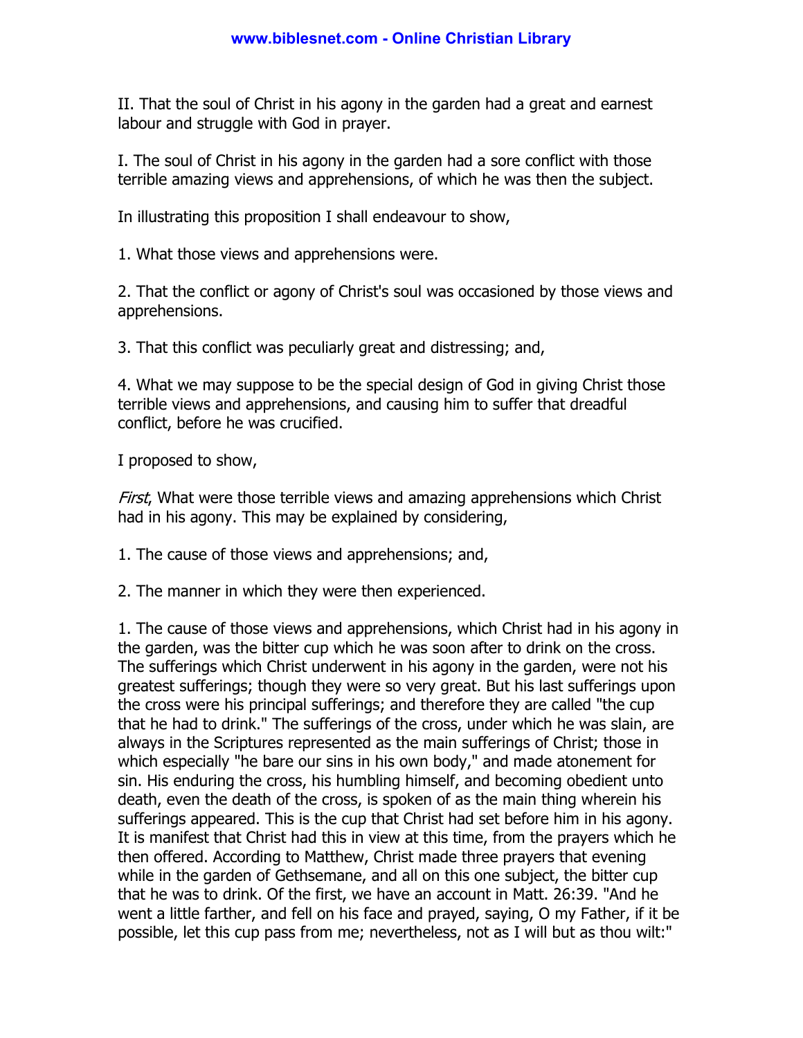II. That the soul of Christ in his agony in the garden had a great and earnest labour and struggle with God in prayer.

I. The soul of Christ in his agony in the garden had a sore conflict with those terrible amazing views and apprehensions, of which he was then the subject.

In illustrating this proposition I shall endeavour to show,

1. What those views and apprehensions were.

2. That the conflict or agony of Christ's soul was occasioned by those views and apprehensions.

3. That this conflict was peculiarly great and distressing; and,

4. What we may suppose to be the special design of God in giving Christ those terrible views and apprehensions, and causing him to suffer that dreadful conflict, before he was crucified.

I proposed to show,

*First*, What were those terrible views and amazing apprehensions which Christ had in his agony. This may be explained by considering,

1. The cause of those views and apprehensions; and,

2. The manner in which they were then experienced.

1. The cause of those views and apprehensions, which Christ had in his agony in the garden, was the bitter cup which he was soon after to drink on the cross. The sufferings which Christ underwent in his agony in the garden, were not his greatest sufferings; though they were so very great. But his last sufferings upon the cross were his principal sufferings; and therefore they are called "the cup that he had to drink." The sufferings of the cross, under which he was slain, are always in the Scriptures represented as the main sufferings of Christ; those in which especially "he bare our sins in his own body," and made atonement for sin. His enduring the cross, his humbling himself, and becoming obedient unto death, even the death of the cross, is spoken of as the main thing wherein his sufferings appeared. This is the cup that Christ had set before him in his agony. It is manifest that Christ had this in view at this time, from the prayers which he then offered. According to Matthew, Christ made three prayers that evening while in the garden of Gethsemane, and all on this one subject, the bitter cup that he was to drink. Of the first, we have an account in Matt. 26:39. "And he went a little farther, and fell on his face and prayed, saying, O my Father, if it be possible, let this cup pass from me; nevertheless, not as I will but as thou wilt:"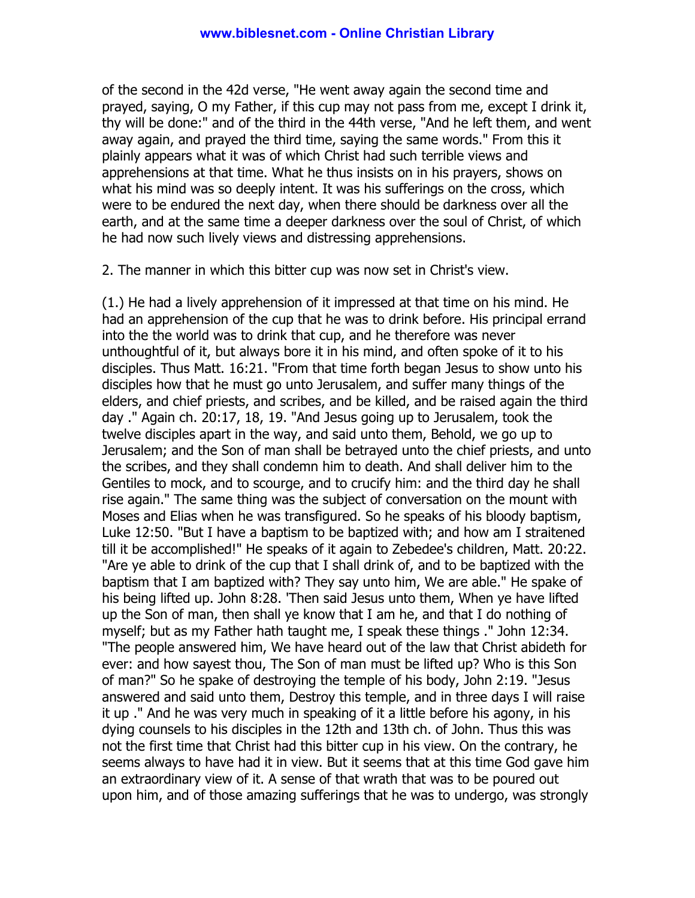of the second in the 42d verse, "He went away again the second time and prayed, saying, O my Father, if this cup may not pass from me, except I drink it, thy will be done:" and of the third in the 44th verse, "And he left them, and went away again, and prayed the third time, saying the same words." From this it plainly appears what it was of which Christ had such terrible views and apprehensions at that time. What he thus insists on in his prayers, shows on what his mind was so deeply intent. It was his sufferings on the cross, which were to be endured the next day, when there should be darkness over all the earth, and at the same time a deeper darkness over the soul of Christ, of which he had now such lively views and distressing apprehensions.

2. The manner in which this bitter cup was now set in Christ's view.

(1.) He had a lively apprehension of it impressed at that time on his mind. He had an apprehension of the cup that he was to drink before. His principal errand into the the world was to drink that cup, and he therefore was never unthoughtful of it, but always bore it in his mind, and often spoke of it to his disciples. Thus Matt. 16:21. "From that time forth began Jesus to show unto his disciples how that he must go unto Jerusalem, and suffer many things of the elders, and chief priests, and scribes, and be killed, and be raised again the third day ." Again ch. 20:17, 18, 19. "And Jesus going up to Jerusalem, took the twelve disciples apart in the way, and said unto them, Behold, we go up to Jerusalem; and the Son of man shall be betrayed unto the chief priests, and unto the scribes, and they shall condemn him to death. And shall deliver him to the Gentiles to mock, and to scourge, and to crucify him: and the third day he shall rise again." The same thing was the subject of conversation on the mount with Moses and Elias when he was transfigured. So he speaks of his bloody baptism, Luke 12:50. "But I have a baptism to be baptized with; and how am I straitened till it be accomplished!" He speaks of it again to Zebedee's children, Matt. 20:22. "Are ye able to drink of the cup that I shall drink of, and to be baptized with the baptism that I am baptized with? They say unto him, We are able." He spake of his being lifted up. John 8:28. 'Then said Jesus unto them, When ye have lifted up the Son of man, then shall ye know that I am he, and that I do nothing of myself; but as my Father hath taught me, I speak these things ." John 12:34. "The people answered him, We have heard out of the law that Christ abideth for ever: and how sayest thou, The Son of man must be lifted up? Who is this Son of man?" So he spake of destroying the temple of his body, John 2:19. "Jesus answered and said unto them, Destroy this temple, and in three days I will raise it up ." And he was very much in speaking of it a little before his agony, in his dying counsels to his disciples in the 12th and 13th ch. of John. Thus this was not the first time that Christ had this bitter cup in his view. On the contrary, he seems always to have had it in view. But it seems that at this time God gave him an extraordinary view of it. A sense of that wrath that was to be poured out upon him, and of those amazing sufferings that he was to undergo, was strongly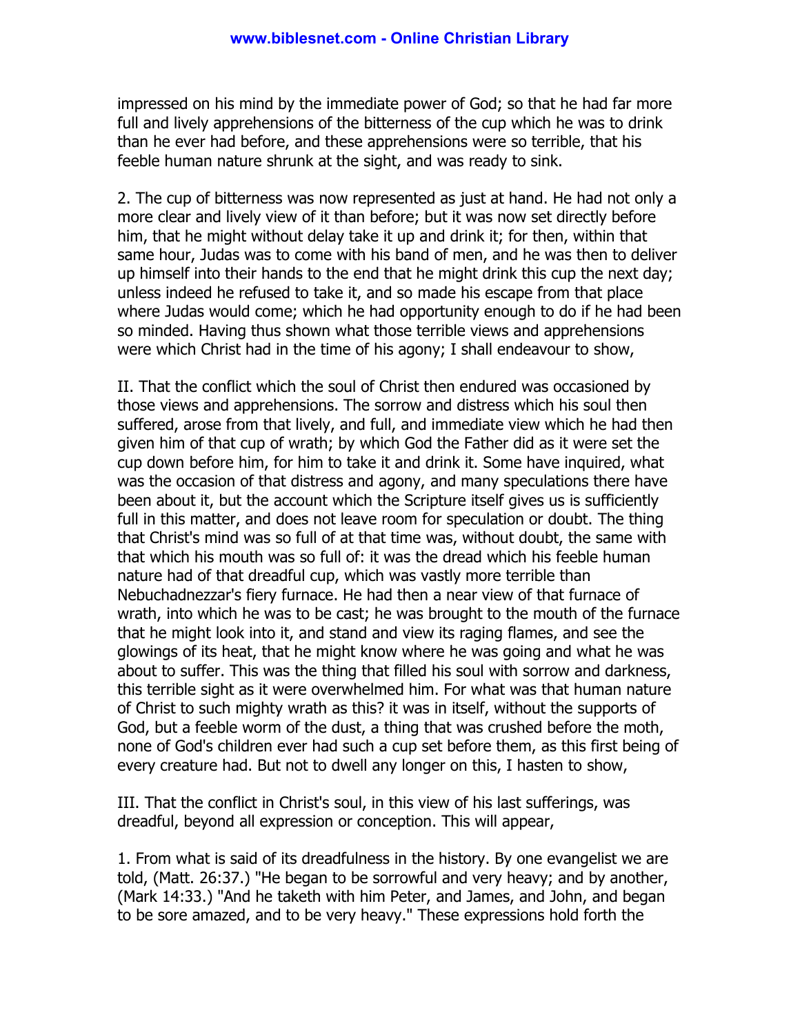impressed on his mind by the immediate power of God; so that he had far more full and lively apprehensions of the bitterness of the cup which he was to drink than he ever had before, and these apprehensions were so terrible, that his feeble human nature shrunk at the sight, and was ready to sink.

2. The cup of bitterness was now represented as just at hand. He had not only a more clear and lively view of it than before; but it was now set directly before him, that he might without delay take it up and drink it; for then, within that same hour, Judas was to come with his band of men, and he was then to deliver up himself into their hands to the end that he might drink this cup the next day; unless indeed he refused to take it, and so made his escape from that place where Judas would come; which he had opportunity enough to do if he had been so minded. Having thus shown what those terrible views and apprehensions were which Christ had in the time of his agony; I shall endeavour to show,

II. That the conflict which the soul of Christ then endured was occasioned by those views and apprehensions. The sorrow and distress which his soul then suffered, arose from that lively, and full, and immediate view which he had then given him of that cup of wrath; by which God the Father did as it were set the cup down before him, for him to take it and drink it. Some have inquired, what was the occasion of that distress and agony, and many speculations there have been about it, but the account which the Scripture itself gives us is sufficiently full in this matter, and does not leave room for speculation or doubt. The thing that Christ's mind was so full of at that time was, without doubt, the same with that which his mouth was so full of: it was the dread which his feeble human nature had of that dreadful cup, which was vastly more terrible than Nebuchadnezzar's fiery furnace. He had then a near view of that furnace of wrath, into which he was to be cast; he was brought to the mouth of the furnace that he might look into it, and stand and view its raging flames, and see the glowings of its heat, that he might know where he was going and what he was about to suffer. This was the thing that filled his soul with sorrow and darkness, this terrible sight as it were overwhelmed him. For what was that human nature of Christ to such mighty wrath as this? it was in itself, without the supports of God, but a feeble worm of the dust, a thing that was crushed before the moth, none of God's children ever had such a cup set before them, as this first being of every creature had. But not to dwell any longer on this, I hasten to show,

III. That the conflict in Christ's soul, in this view of his last sufferings, was dreadful, beyond all expression or conception. This will appear,

1. From what is said of its dreadfulness in the history. By one evangelist we are told, (Matt. 26:37.) "He began to be sorrowful and very heavy; and by another, (Mark 14:33.) "And he taketh with him Peter, and James, and John, and began to be sore amazed, and to be very heavy." These expressions hold forth the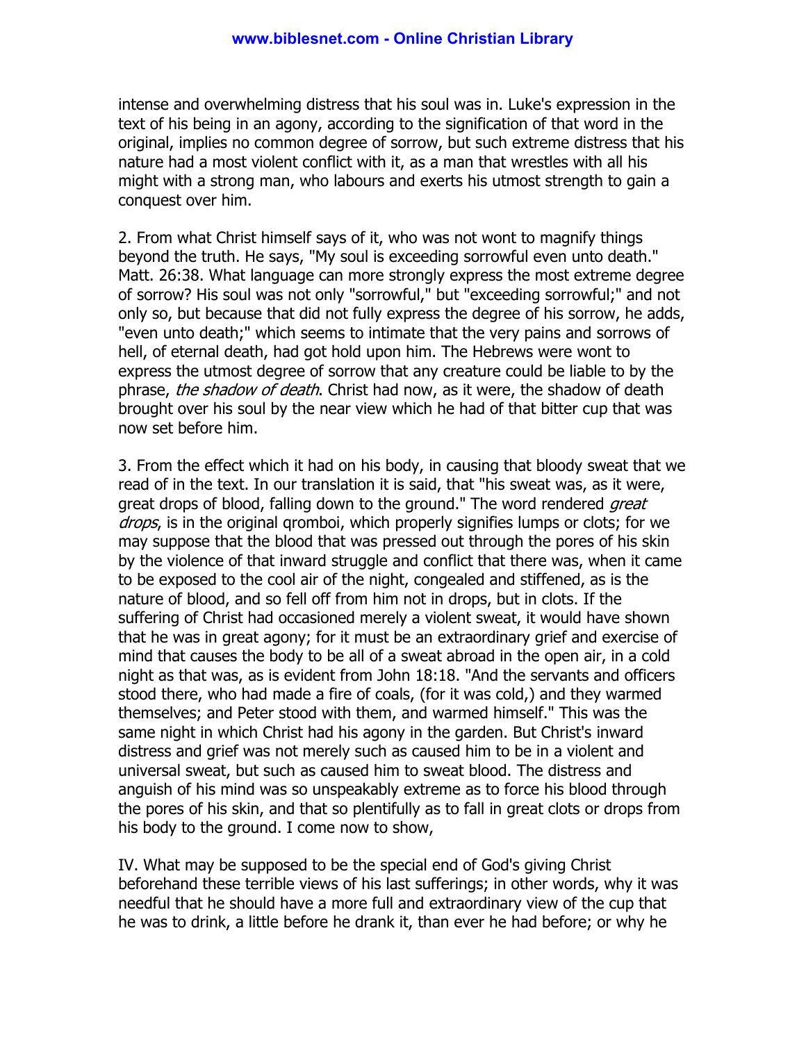intense and overwhelming distress that his soul was in. Luke's expression in the text of his being in an agony, according to the signification of that word in the original, implies no common degree of sorrow, but such extreme distress that his nature had a most violent conflict with it, as a man that wrestles with all his might with a strong man, who labours and exerts his utmost strength to gain a conquest over him.

2. From what Christ himself says of it, who was not wont to magnify things beyond the truth. He says, "My soul is exceeding sorrowful even unto death." Matt. 26:38. What language can more strongly express the most extreme degree of sorrow? His soul was not only "sorrowful," but "exceeding sorrowful;" and not only so, but because that did not fully express the degree of his sorrow, he adds, "even unto death;" which seems to intimate that the very pains and sorrows of hell, of eternal death, had got hold upon him. The Hebrews were wont to express the utmost degree of sorrow that any creature could be liable to by the phrase, *the shadow of death*. Christ had now, as it were, the shadow of death brought over his soul by the near view which he had of that bitter cup that was now set before him.

3. From the effect which it had on his body, in causing that bloody sweat that we read of in the text. In our translation it is said, that "his sweat was, as it were, great drops of blood, falling down to the ground." The word rendered *great drops*, is in the original qromboi, which properly signifies lumps or clots; for we may suppose that the blood that was pressed out through the pores of his skin by the violence of that inward struggle and conflict that there was, when it came to be exposed to the cool air of the night, congealed and stiffened, as is the nature of blood, and so fell off from him not in drops, but in clots. If the suffering of Christ had occasioned merely a violent sweat, it would have shown that he was in great agony; for it must be an extraordinary grief and exercise of mind that causes the body to be all of a sweat abroad in the open air, in a cold night as that was, as is evident from John 18:18. "And the servants and officers stood there, who had made a fire of coals, (for it was cold,) and they warmed themselves; and Peter stood with them, and warmed himself." This was the same night in which Christ had his agony in the garden. But Christ's inward distress and grief was not merely such as caused him to be in a violent and universal sweat, but such as caused him to sweat blood. The distress and anguish of his mind was so unspeakably extreme as to force his blood through the pores of his skin, and that so plentifully as to fall in great clots or drops from his body to the ground. I come now to show,

IV. What may be supposed to be the special end of God's giving Christ beforehand these terrible views of his last sufferings; in other words, why it was needful that he should have a more full and extraordinary view of the cup that he was to drink, a little before he drank it, than ever he had before; or why he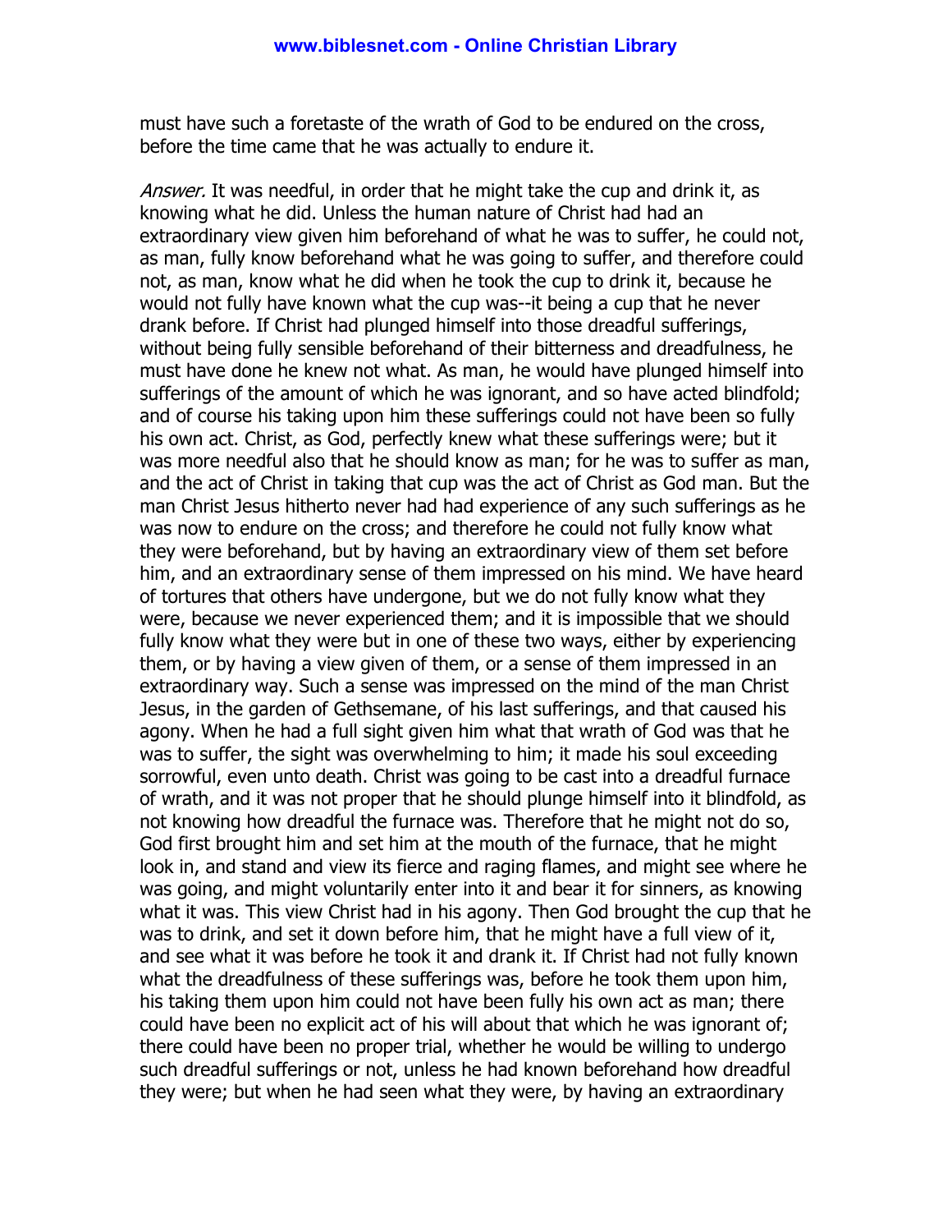must have such a foretaste of the wrath of God to be endured on the cross, before the time came that he was actually to endure it.

*Answer.* It was needful, in order that he might take the cup and drink it, as knowing what he did. Unless the human nature of Christ had had an extraordinary view given him beforehand of what he was to suffer, he could not, as man, fully know beforehand what he was going to suffer, and therefore could not, as man, know what he did when he took the cup to drink it, because he would not fully have known what the cup was--it being a cup that he never drank before. If Christ had plunged himself into those dreadful sufferings, without being fully sensible beforehand of their bitterness and dreadfulness, he must have done he knew not what. As man, he would have plunged himself into sufferings of the amount of which he was ignorant, and so have acted blindfold; and of course his taking upon him these sufferings could not have been so fully his own act. Christ, as God, perfectly knew what these sufferings were; but it was more needful also that he should know as man; for he was to suffer as man, and the act of Christ in taking that cup was the act of Christ as God man. But the man Christ Jesus hitherto never had had experience of any such sufferings as he was now to endure on the cross; and therefore he could not fully know what they were beforehand, but by having an extraordinary view of them set before him, and an extraordinary sense of them impressed on his mind. We have heard of tortures that others have undergone, but we do not fully know what they were, because we never experienced them; and it is impossible that we should fully know what they were but in one of these two ways, either by experiencing them, or by having a view given of them, or a sense of them impressed in an extraordinary way. Such a sense was impressed on the mind of the man Christ Jesus, in the garden of Gethsemane, of his last sufferings, and that caused his agony. When he had a full sight given him what that wrath of God was that he was to suffer, the sight was overwhelming to him; it made his soul exceeding sorrowful, even unto death. Christ was going to be cast into a dreadful furnace of wrath, and it was not proper that he should plunge himself into it blindfold, as not knowing how dreadful the furnace was. Therefore that he might not do so, God first brought him and set him at the mouth of the furnace, that he might look in, and stand and view its fierce and raging flames, and might see where he was going, and might voluntarily enter into it and bear it for sinners, as knowing what it was. This view Christ had in his agony. Then God brought the cup that he was to drink, and set it down before him, that he might have a full view of it, and see what it was before he took it and drank it. If Christ had not fully known what the dreadfulness of these sufferings was, before he took them upon him, his taking them upon him could not have been fully his own act as man; there could have been no explicit act of his will about that which he was ignorant of; there could have been no proper trial, whether he would be willing to undergo such dreadful sufferings or not, unless he had known beforehand how dreadful they were; but when he had seen what they were, by having an extraordinary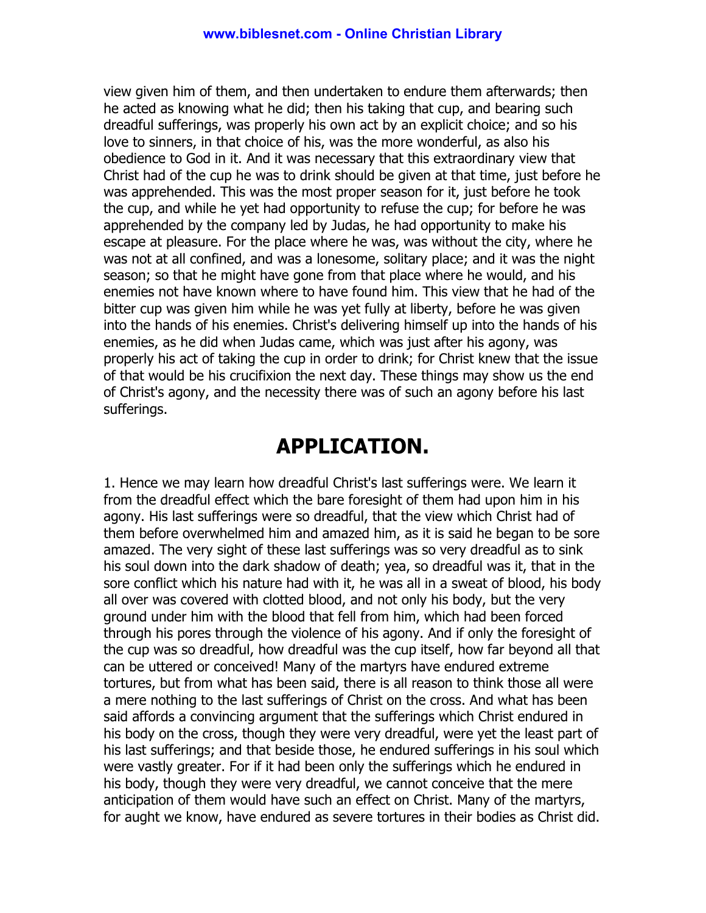view given him of them, and then undertaken to endure them afterwards; then he acted as knowing what he did; then his taking that cup, and bearing such dreadful sufferings, was properly his own act by an explicit choice; and so his love to sinners, in that choice of his, was the more wonderful, as also his obedience to God in it. And it was necessary that this extraordinary view that Christ had of the cup he was to drink should be given at that time, just before he was apprehended. This was the most proper season for it, just before he took the cup, and while he yet had opportunity to refuse the cup; for before he was apprehended by the company led by Judas, he had opportunity to make his escape at pleasure. For the place where he was, was without the city, where he was not at all confined, and was a lonesome, solitary place; and it was the night season; so that he might have gone from that place where he would, and his enemies not have known where to have found him. This view that he had of the bitter cup was given him while he was yet fully at liberty, before he was given into the hands of his enemies. Christ's delivering himself up into the hands of his enemies, as he did when Judas came, which was just after his agony, was properly his act of taking the cup in order to drink; for Christ knew that the issue of that would be his crucifixion the next day. These things may show us the end of Christ's agony, and the necessity there was of such an agony before his last sufferings.

# APPLICATION.

1. Hence we may learn how dreadful Christ's last sufferings were. We learn it from the dreadful effect which the bare foresight of them had upon him in his agony. His last sufferings were so dreadful, that the view which Christ had of them before overwhelmed him and amazed him, as it is said he began to be sore amazed. The very sight of these last sufferings was so very dreadful as to sink his soul down into the dark shadow of death; yea, so dreadful was it, that in the sore conflict which his nature had with it, he was all in a sweat of blood, his body all over was covered with clotted blood, and not only his body, but the very ground under him with the blood that fell from him, which had been forced through his pores through the violence of his agony. And if only the foresight of the cup was so dreadful, how dreadful was the cup itself, how far beyond all that can be uttered or conceived! Many of the martyrs have endured extreme tortures, but from what has been said, there is all reason to think those all were a mere nothing to the last sufferings of Christ on the cross. And what has been said affords a convincing argument that the sufferings which Christ endured in his body on the cross, though they were very dreadful, were yet the least part of his last sufferings; and that beside those, he endured sufferings in his soul which were vastly greater. For if it had been only the sufferings which he endured in his body, though they were very dreadful, we cannot conceive that the mere anticipation of them would have such an effect on Christ. Many of the martyrs, for aught we know, have endured as severe tortures in their bodies as Christ did.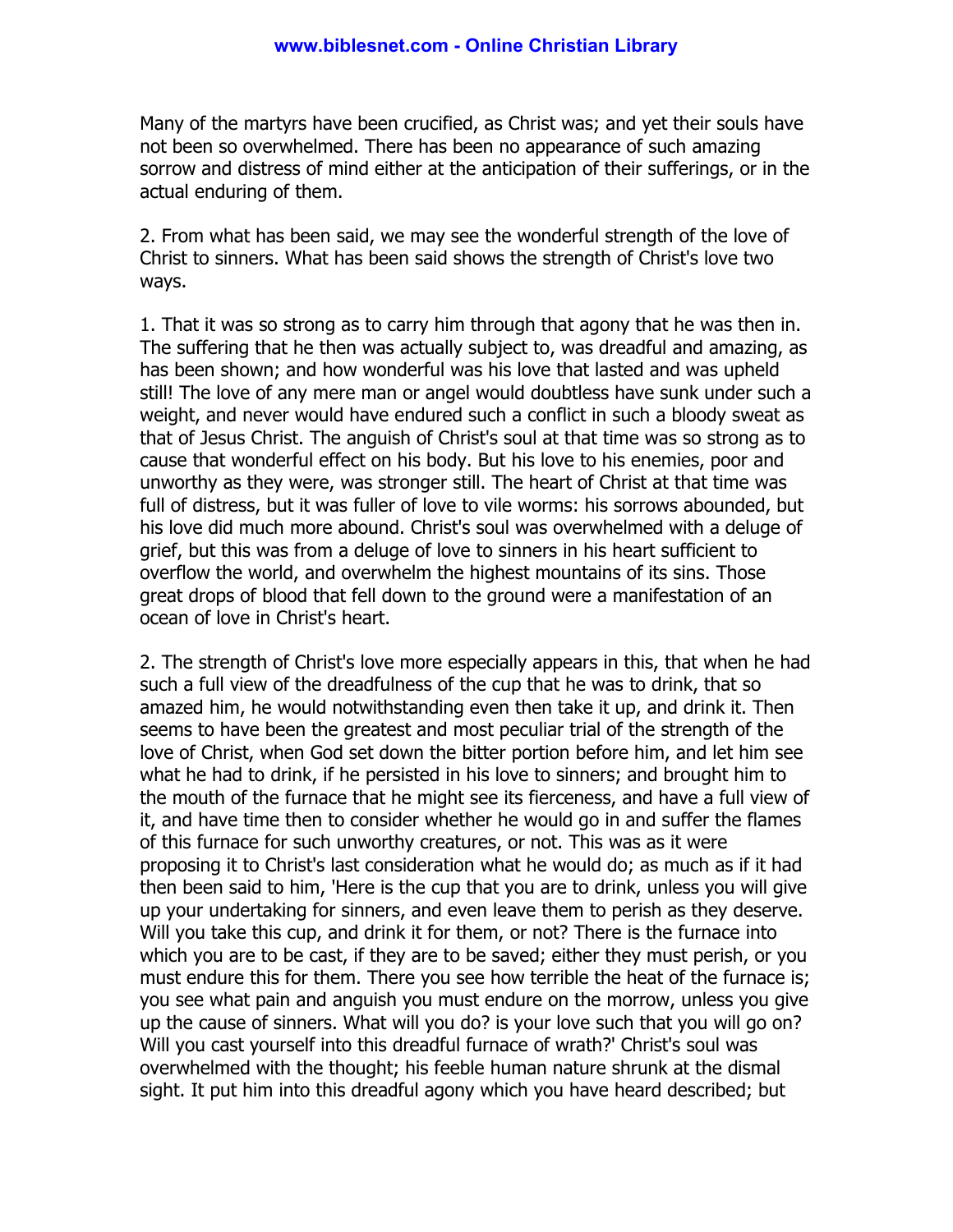Many of the martyrs have been crucified, as Christ was; and yet their souls have not been so overwhelmed. There has been no appearance of such amazing sorrow and distress of mind either at the anticipation of their sufferings, or in the actual enduring of them.

2. From what has been said, we may see the wonderful strength of the love of Christ to sinners. What has been said shows the strength of Christ's love two ways.

1. That it was so strong as to carry him through that agony that he was then in. The suffering that he then was actually subject to, was dreadful and amazing, as has been shown; and how wonderful was his love that lasted and was upheld still! The love of any mere man or angel would doubtless have sunk under such a weight, and never would have endured such a conflict in such a bloody sweat as that of Jesus Christ. The anguish of Christ's soul at that time was so strong as to cause that wonderful effect on his body. But his love to his enemies, poor and unworthy as they were, was stronger still. The heart of Christ at that time was full of distress, but it was fuller of love to vile worms: his sorrows abounded, but his love did much more abound. Christ's soul was overwhelmed with a deluge of grief, but this was from a deluge of love to sinners in his heart sufficient to overflow the world, and overwhelm the highest mountains of its sins. Those great drops of blood that fell down to the ground were a manifestation of an ocean of love in Christ's heart.

2. The strength of Christ's love more especially appears in this, that when he had such a full view of the dreadfulness of the cup that he was to drink, that so amazed him, he would notwithstanding even then take it up, and drink it. Then seems to have been the greatest and most peculiar trial of the strength of the love of Christ, when God set down the bitter portion before him, and let him see what he had to drink, if he persisted in his love to sinners; and brought him to the mouth of the furnace that he might see its fierceness, and have a full view of it, and have time then to consider whether he would go in and suffer the flames of this furnace for such unworthy creatures, or not. This was as it were proposing it to Christ's last consideration what he would do; as much as if it had then been said to him, 'Here is the cup that you are to drink, unless you will give up your undertaking for sinners, and even leave them to perish as they deserve. Will you take this cup, and drink it for them, or not? There is the furnace into which you are to be cast, if they are to be saved; either they must perish, or you must endure this for them. There you see how terrible the heat of the furnace is; you see what pain and anguish you must endure on the morrow, unless you give up the cause of sinners. What will you do? is your love such that you will go on? Will you cast yourself into this dreadful furnace of wrath?' Christ's soul was overwhelmed with the thought; his feeble human nature shrunk at the dismal sight. It put him into this dreadful agony which you have heard described; but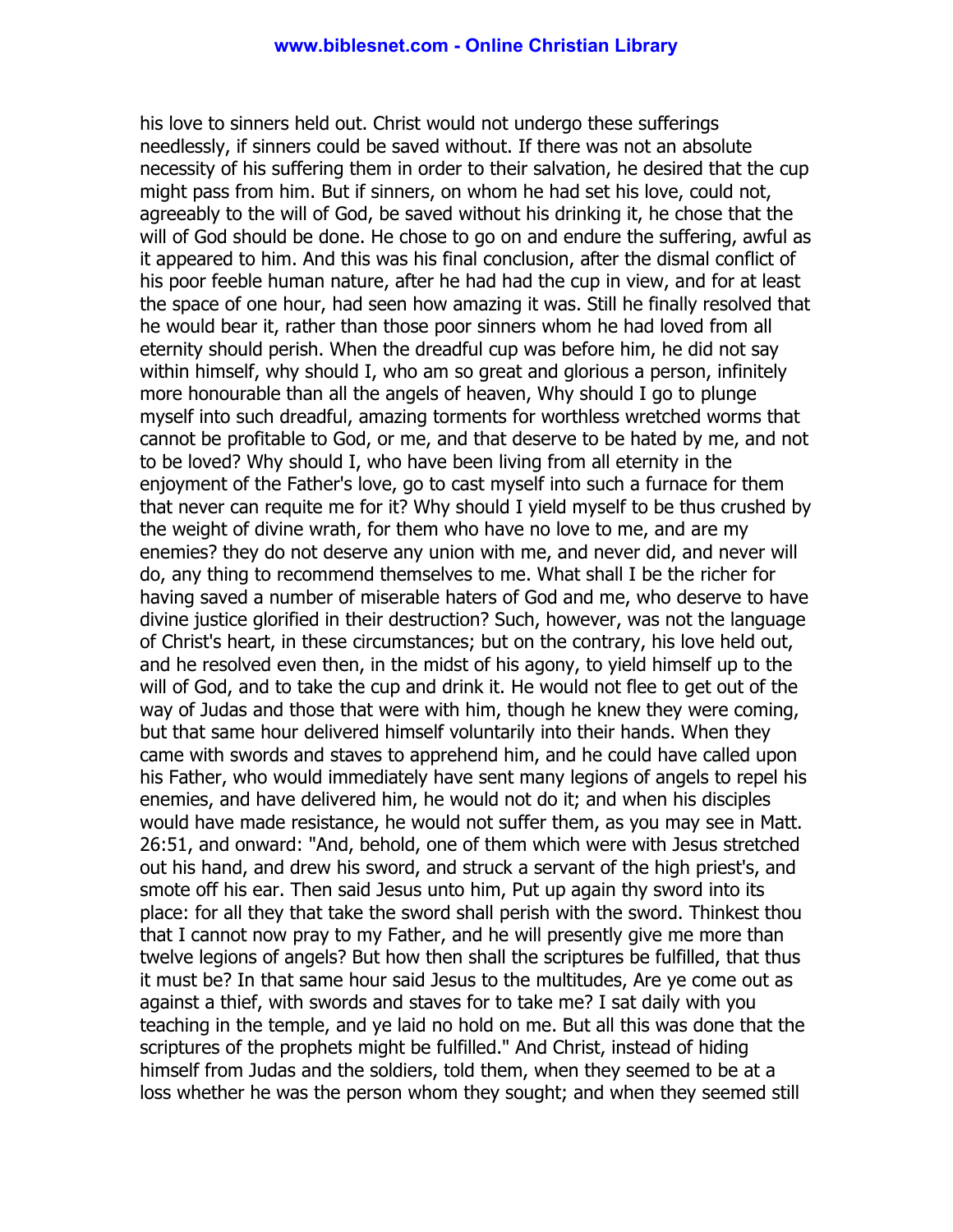his love to sinners held out. Christ would not undergo these sufferings needlessly, if sinners could be saved without. If there was not an absolute necessity of his suffering them in order to their salvation, he desired that the cup might pass from him. But if sinners, on whom he had set his love, could not, agreeably to the will of God, be saved without his drinking it, he chose that the will of God should be done. He chose to go on and endure the suffering, awful as it appeared to him. And this was his final conclusion, after the dismal conflict of his poor feeble human nature, after he had had the cup in view, and for at least the space of one hour, had seen how amazing it was. Still he finally resolved that he would bear it, rather than those poor sinners whom he had loved from all eternity should perish. When the dreadful cup was before him, he did not say within himself, why should I, who am so great and glorious a person, infinitely more honourable than all the angels of heaven, Why should I go to plunge myself into such dreadful, amazing torments for worthless wretched worms that cannot be profitable to God, or me, and that deserve to be hated by me, and not to be loved? Why should I, who have been living from all eternity in the enjoyment of the Father's love, go to cast myself into such a furnace for them that never can requite me for it? Why should I yield myself to be thus crushed by the weight of divine wrath, for them who have no love to me, and are my enemies? they do not deserve any union with me, and never did, and never will do, any thing to recommend themselves to me. What shall I be the richer for having saved a number of miserable haters of God and me, who deserve to have divine justice glorified in their destruction? Such, however, was not the language of Christ's heart, in these circumstances; but on the contrary, his love held out, and he resolved even then, in the midst of his agony, to yield himself up to the will of God, and to take the cup and drink it. He would not flee to get out of the way of Judas and those that were with him, though he knew they were coming, but that same hour delivered himself voluntarily into their hands. When they came with swords and staves to apprehend him, and he could have called upon his Father, who would immediately have sent many legions of angels to repel his enemies, and have delivered him, he would not do it; and when his disciples would have made resistance, he would not suffer them, as you may see in Matt. 26:51, and onward: "And, behold, one of them which were with Jesus stretched out his hand, and drew his sword, and struck a servant of the high priest's, and smote off his ear. Then said Jesus unto him, Put up again thy sword into its place: for all they that take the sword shall perish with the sword. Thinkest thou that I cannot now pray to my Father, and he will presently give me more than twelve legions of angels? But how then shall the scriptures be fulfilled, that thus it must be? In that same hour said Jesus to the multitudes, Are ye come out as against a thief, with swords and staves for to take me? I sat daily with you teaching in the temple, and ye laid no hold on me. But all this was done that the scriptures of the prophets might be fulfilled." And Christ, instead of hiding himself from Judas and the soldiers, told them, when they seemed to be at a loss whether he was the person whom they sought; and when they seemed still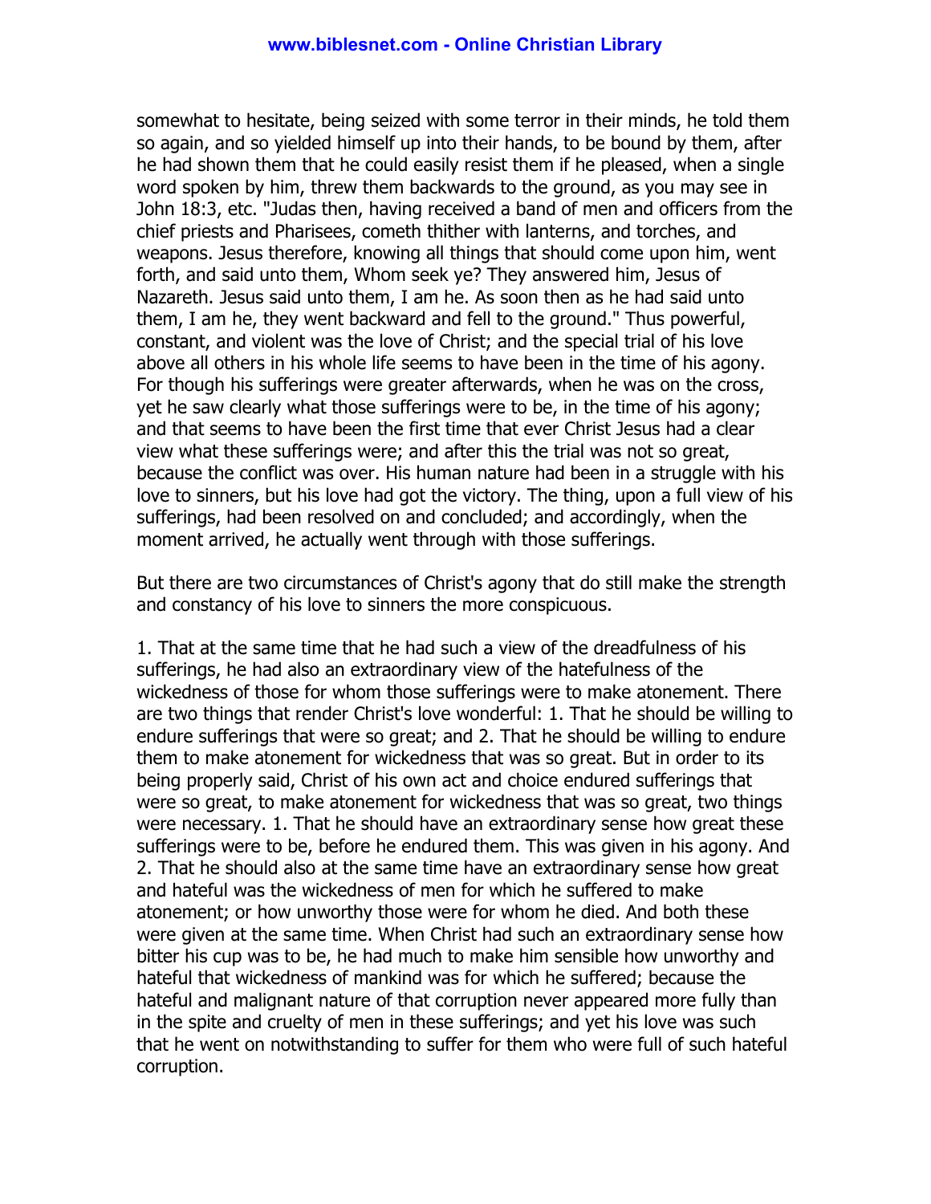somewhat to hesitate, being seized with some terror in their minds, he told them so again, and so yielded himself up into their hands, to be bound by them, after he had shown them that he could easily resist them if he pleased, when a single word spoken by him, threw them backwards to the ground, as you may see in John 18:3, etc. "Judas then, having received a band of men and officers from the chief priests and Pharisees, cometh thither with lanterns, and torches, and weapons. Jesus therefore, knowing all things that should come upon him, went forth, and said unto them, Whom seek ye? They answered him, Jesus of Nazareth. Jesus said unto them, I am he. As soon then as he had said unto them, I am he, they went backward and fell to the ground." Thus powerful, constant, and violent was the love of Christ; and the special trial of his love above all others in his whole life seems to have been in the time of his agony. For though his sufferings were greater afterwards, when he was on the cross, yet he saw clearly what those sufferings were to be, in the time of his agony; and that seems to have been the first time that ever Christ Jesus had a clear view what these sufferings were; and after this the trial was not so great, because the conflict was over. His human nature had been in a struggle with his love to sinners, but his love had got the victory. The thing, upon a full view of his sufferings, had been resolved on and concluded; and accordingly, when the moment arrived, he actually went through with those sufferings.

But there are two circumstances of Christ's agony that do still make the strength and constancy of his love to sinners the more conspicuous.

1. That at the same time that he had such a view of the dreadfulness of his sufferings, he had also an extraordinary view of the hatefulness of the wickedness of those for whom those sufferings were to make atonement. There are two things that render Christ's love wonderful: 1. That he should be willing to endure sufferings that were so great; and 2. That he should be willing to endure them to make atonement for wickedness that was so great. But in order to its being properly said, Christ of his own act and choice endured sufferings that were so great, to make atonement for wickedness that was so great, two things were necessary. 1. That he should have an extraordinary sense how great these sufferings were to be, before he endured them. This was given in his agony. And 2. That he should also at the same time have an extraordinary sense how great and hateful was the wickedness of men for which he suffered to make atonement; or how unworthy those were for whom he died. And both these were given at the same time. When Christ had such an extraordinary sense how bitter his cup was to be, he had much to make him sensible how unworthy and hateful that wickedness of mankind was for which he suffered; because the hateful and malignant nature of that corruption never appeared more fully than in the spite and cruelty of men in these sufferings; and yet his love was such that he went on notwithstanding to suffer for them who were full of such hateful corruption.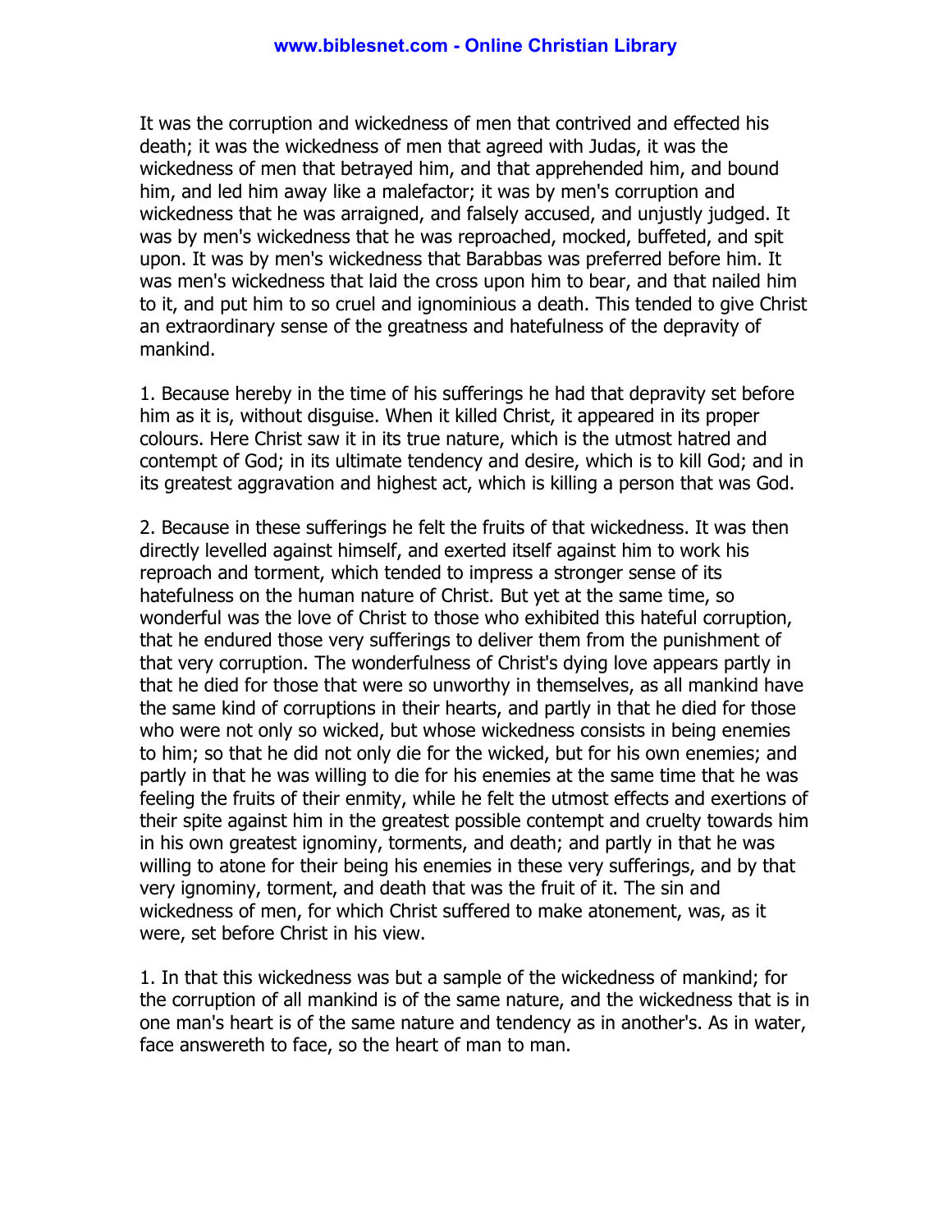It was the corruption and wickedness of men that contrived and effected his death; it was the wickedness of men that agreed with Judas, it was the wickedness of men that betrayed him, and that apprehended him, and bound him, and led him away like a malefactor; it was by men's corruption and wickedness that he was arraigned, and falsely accused, and unjustly judged. It was by men's wickedness that he was reproached, mocked, buffeted, and spit upon. It was by men's wickedness that Barabbas was preferred before him. It was men's wickedness that laid the cross upon him to bear, and that nailed him to it, and put him to so cruel and ignominious a death. This tended to give Christ an extraordinary sense of the greatness and hatefulness of the depravity of mankind.

1. Because hereby in the time of his sufferings he had that depravity set before him as it is, without disguise. When it killed Christ, it appeared in its proper colours. Here Christ saw it in its true nature, which is the utmost hatred and contempt of God; in its ultimate tendency and desire, which is to kill God; and in its greatest aggravation and highest act, which is killing a person that was God.

2. Because in these sufferings he felt the fruits of that wickedness. It was then directly levelled against himself, and exerted itself against him to work his reproach and torment, which tended to impress a stronger sense of its hatefulness on the human nature of Christ. But yet at the same time, so wonderful was the love of Christ to those who exhibited this hateful corruption, that he endured those very sufferings to deliver them from the punishment of that very corruption. The wonderfulness of Christ's dying love appears partly in that he died for those that were so unworthy in themselves, as all mankind have the same kind of corruptions in their hearts, and partly in that he died for those who were not only so wicked, but whose wickedness consists in being enemies to him; so that he did not only die for the wicked, but for his own enemies; and partly in that he was willing to die for his enemies at the same time that he was feeling the fruits of their enmity, while he felt the utmost effects and exertions of their spite against him in the greatest possible contempt and cruelty towards him in his own greatest ignominy, torments, and death; and partly in that he was willing to atone for their being his enemies in these very sufferings, and by that very ignominy, torment, and death that was the fruit of it. The sin and wickedness of men, for which Christ suffered to make atonement, was, as it were, set before Christ in his view.

1. In that this wickedness was but a sample of the wickedness of mankind; for the corruption of all mankind is of the same nature, and the wickedness that is in one man's heart is of the same nature and tendency as in another's. As in water, face answereth to face, so the heart of man to man.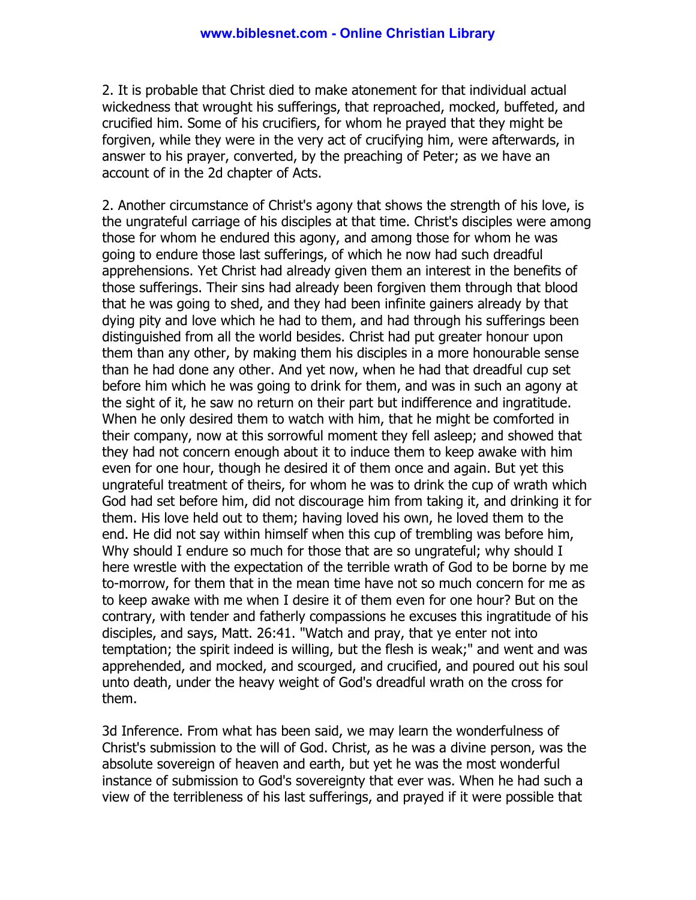2. It is probable that Christ died to make atonement for that individual actual wickedness that wrought his sufferings, that reproached, mocked, buffeted, and crucified him. Some of his crucifiers, for whom he prayed that they might be forgiven, while they were in the very act of crucifying him, were afterwards, in answer to his prayer, converted, by the preaching of Peter; as we have an account of in the 2d chapter of Acts.

2. Another circumstance of Christ's agony that shows the strength of his love, is the ungrateful carriage of his disciples at that time. Christ's disciples were among those for whom he endured this agony, and among those for whom he was going to endure those last sufferings, of which he now had such dreadful apprehensions. Yet Christ had already given them an interest in the benefits of those sufferings. Their sins had already been forgiven them through that blood that he was going to shed, and they had been infinite gainers already by that dying pity and love which he had to them, and had through his sufferings been distinguished from all the world besides. Christ had put greater honour upon them than any other, by making them his disciples in a more honourable sense than he had done any other. And yet now, when he had that dreadful cup set before him which he was going to drink for them, and was in such an agony at the sight of it, he saw no return on their part but indifference and ingratitude. When he only desired them to watch with him, that he might be comforted in their company, now at this sorrowful moment they fell asleep; and showed that they had not concern enough about it to induce them to keep awake with him even for one hour, though he desired it of them once and again. But yet this ungrateful treatment of theirs, for whom he was to drink the cup of wrath which God had set before him, did not discourage him from taking it, and drinking it for them. His love held out to them; having loved his own, he loved them to the end. He did not say within himself when this cup of trembling was before him, Why should I endure so much for those that are so ungrateful; why should I here wrestle with the expectation of the terrible wrath of God to be borne by me to-morrow, for them that in the mean time have not so much concern for me as to keep awake with me when I desire it of them even for one hour? But on the contrary, with tender and fatherly compassions he excuses this ingratitude of his disciples, and says, Matt. 26:41. "Watch and pray, that ye enter not into temptation; the spirit indeed is willing, but the flesh is weak;" and went and was apprehended, and mocked, and scourged, and crucified, and poured out his soul unto death, under the heavy weight of God's dreadful wrath on the cross for them.

3d Inference. From what has been said, we may learn the wonderfulness of Christ's submission to the will of God. Christ, as he was a divine person, was the absolute sovereign of heaven and earth, but yet he was the most wonderful instance of submission to God's sovereignty that ever was. When he had such a view of the terribleness of his last sufferings, and prayed if it were possible that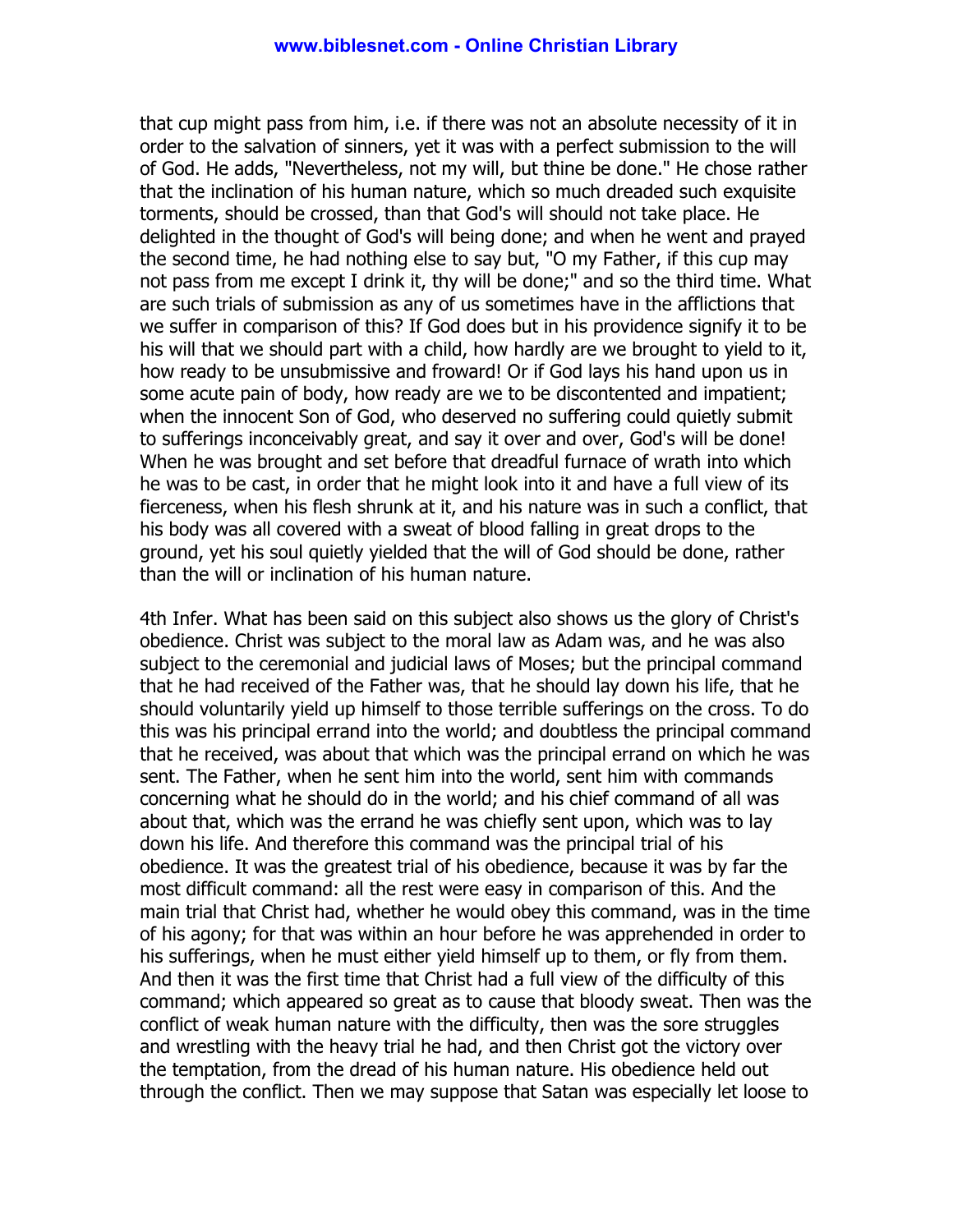that cup might pass from him, i.e. if there was not an absolute necessity of it in order to the salvation of sinners, yet it was with a perfect submission to the will of God. He adds, "Nevertheless, not my will, but thine be done." He chose rather that the inclination of his human nature, which so much dreaded such exquisite torments, should be crossed, than that God's will should not take place. He delighted in the thought of God's will being done; and when he went and prayed the second time, he had nothing else to say but, "O my Father, if this cup may not pass from me except I drink it, thy will be done;" and so the third time. What are such trials of submission as any of us sometimes have in the afflictions that we suffer in comparison of this? If God does but in his providence signify it to be his will that we should part with a child, how hardly are we brought to yield to it, how ready to be unsubmissive and froward! Or if God lays his hand upon us in some acute pain of body, how ready are we to be discontented and impatient; when the innocent Son of God, who deserved no suffering could quietly submit to sufferings inconceivably great, and say it over and over, God's will be done! When he was brought and set before that dreadful furnace of wrath into which he was to be cast, in order that he might look into it and have a full view of its fierceness, when his flesh shrunk at it, and his nature was in such a conflict, that his body was all covered with a sweat of blood falling in great drops to the ground, yet his soul quietly yielded that the will of God should be done, rather than the will or inclination of his human nature.

4th Infer. What has been said on this subject also shows us the glory of Christ's obedience. Christ was subject to the moral law as Adam was, and he was also subject to the ceremonial and judicial laws of Moses; but the principal command that he had received of the Father was, that he should lay down his life, that he should voluntarily yield up himself to those terrible sufferings on the cross. To do this was his principal errand into the world; and doubtless the principal command that he received, was about that which was the principal errand on which he was sent. The Father, when he sent him into the world, sent him with commands concerning what he should do in the world; and his chief command of all was about that, which was the errand he was chiefly sent upon, which was to lay down his life. And therefore this command was the principal trial of his obedience. It was the greatest trial of his obedience, because it was by far the most difficult command: all the rest were easy in comparison of this. And the main trial that Christ had, whether he would obey this command, was in the time of his agony; for that was within an hour before he was apprehended in order to his sufferings, when he must either yield himself up to them, or fly from them. And then it was the first time that Christ had a full view of the difficulty of this command; which appeared so great as to cause that bloody sweat. Then was the conflict of weak human nature with the difficulty, then was the sore struggles and wrestling with the heavy trial he had, and then Christ got the victory over the temptation, from the dread of his human nature. His obedience held out through the conflict. Then we may suppose that Satan was especially let loose to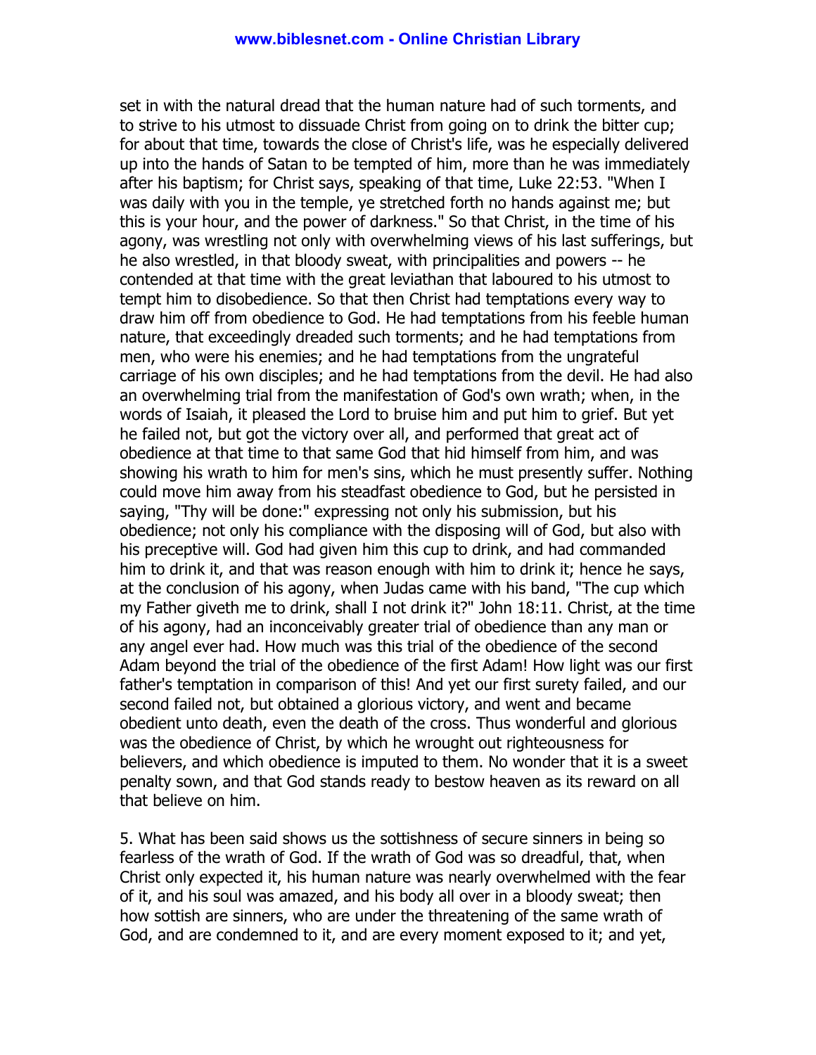set in with the natural dread that the human nature had of such torments, and to strive to his utmost to dissuade Christ from going on to drink the bitter cup; for about that time, towards the close of Christ's life, was he especially delivered up into the hands of Satan to be tempted of him, more than he was immediately after his baptism; for Christ says, speaking of that time, Luke 22:53. "When I was daily with you in the temple, ye stretched forth no hands against me; but this is your hour, and the power of darkness." So that Christ, in the time of his agony, was wrestling not only with overwhelming views of his last sufferings, but he also wrestled, in that bloody sweat, with principalities and powers -- he contended at that time with the great leviathan that laboured to his utmost to tempt him to disobedience. So that then Christ had temptations every way to draw him off from obedience to God. He had temptations from his feeble human nature, that exceedingly dreaded such torments; and he had temptations from men, who were his enemies; and he had temptations from the ungrateful carriage of his own disciples; and he had temptations from the devil. He had also an overwhelming trial from the manifestation of God's own wrath; when, in the words of Isaiah, it pleased the Lord to bruise him and put him to grief. But yet he failed not, but got the victory over all, and performed that great act of obedience at that time to that same God that hid himself from him, and was showing his wrath to him for men's sins, which he must presently suffer. Nothing could move him away from his steadfast obedience to God, but he persisted in saying, "Thy will be done:" expressing not only his submission, but his obedience; not only his compliance with the disposing will of God, but also with his preceptive will. God had given him this cup to drink, and had commanded him to drink it, and that was reason enough with him to drink it; hence he says, at the conclusion of his agony, when Judas came with his band, "The cup which my Father giveth me to drink, shall I not drink it?" John 18:11. Christ, at the time of his agony, had an inconceivably greater trial of obedience than any man or any angel ever had. How much was this trial of the obedience of the second Adam beyond the trial of the obedience of the first Adam! How light was our first father's temptation in comparison of this! And yet our first surety failed, and our second failed not, but obtained a glorious victory, and went and became obedient unto death, even the death of the cross. Thus wonderful and glorious was the obedience of Christ, by which he wrought out righteousness for believers, and which obedience is imputed to them. No wonder that it is a sweet penalty sown, and that God stands ready to bestow heaven as its reward on all that believe on him.

5. What has been said shows us the sottishness of secure sinners in being so fearless of the wrath of God. If the wrath of God was so dreadful, that, when Christ only expected it, his human nature was nearly overwhelmed with the fear of it, and his soul was amazed, and his body all over in a bloody sweat; then how sottish are sinners, who are under the threatening of the same wrath of God, and are condemned to it, and are every moment exposed to it; and yet,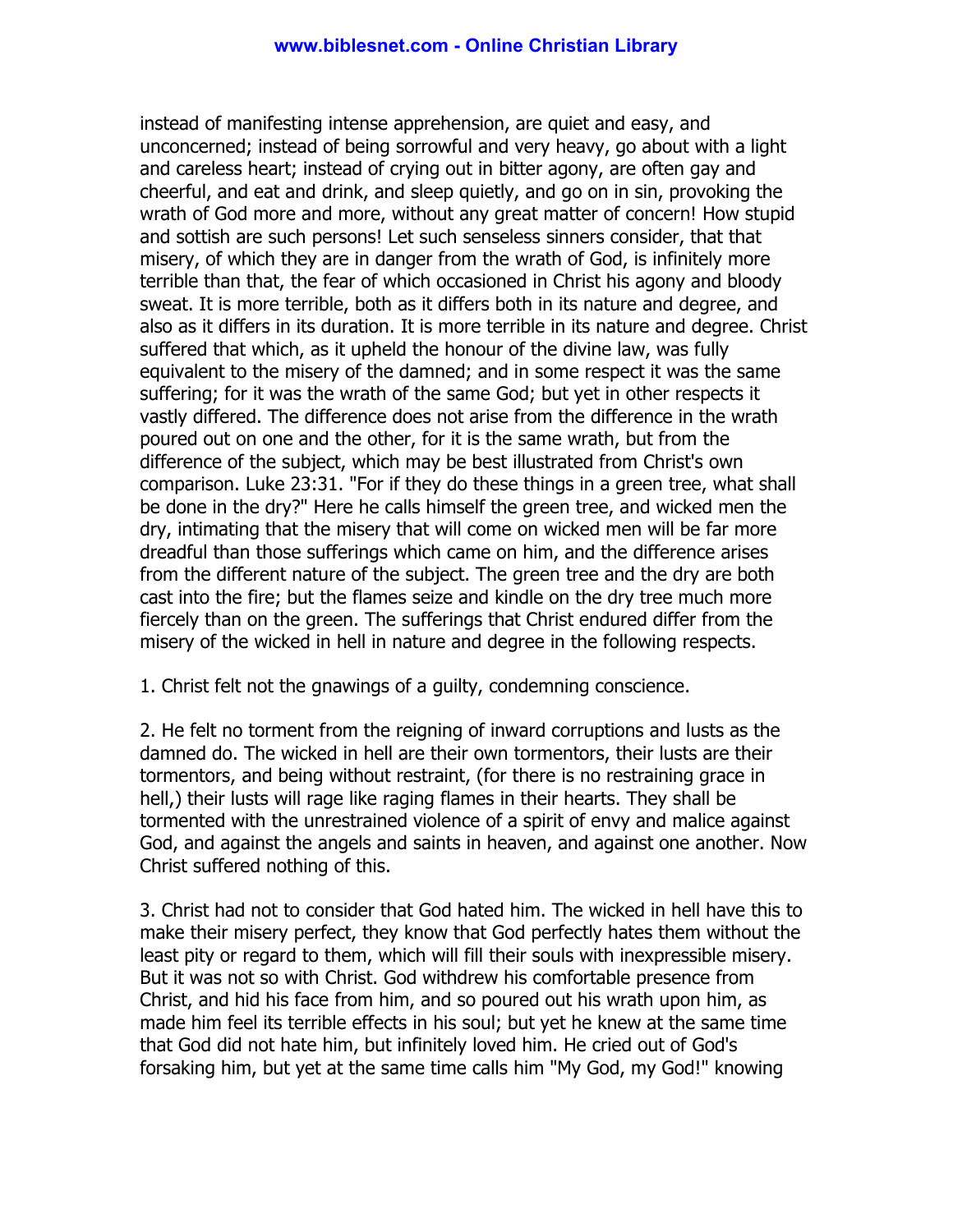instead of manifesting intense apprehension, are quiet and easy, and unconcerned; instead of being sorrowful and very heavy, go about with a light and careless heart; instead of crying out in bitter agony, are often gay and cheerful, and eat and drink, and sleep quietly, and go on in sin, provoking the wrath of God more and more, without any great matter of concern! How stupid and sottish are such persons! Let such senseless sinners consider, that that misery, of which they are in danger from the wrath of God, is infinitely more terrible than that, the fear of which occasioned in Christ his agony and bloody sweat. It is more terrible, both as it differs both in its nature and degree, and also as it differs in its duration. It is more terrible in its nature and degree. Christ suffered that which, as it upheld the honour of the divine law, was fully equivalent to the misery of the damned; and in some respect it was the same suffering; for it was the wrath of the same God; but yet in other respects it vastly differed. The difference does not arise from the difference in the wrath poured out on one and the other, for it is the same wrath, but from the difference of the subject, which may be best illustrated from Christ's own comparison. Luke 23:31. "For if they do these things in a green tree, what shall be done in the dry?" Here he calls himself the green tree, and wicked men the dry, intimating that the misery that will come on wicked men will be far more dreadful than those sufferings which came on him, and the difference arises from the different nature of the subject. The green tree and the dry are both cast into the fire; but the flames seize and kindle on the dry tree much more fiercely than on the green. The sufferings that Christ endured differ from the misery of the wicked in hell in nature and degree in the following respects.

1. Christ felt not the gnawings of a guilty, condemning conscience.

2. He felt no torment from the reigning of inward corruptions and lusts as the damned do. The wicked in hell are their own tormentors, their lusts are their tormentors, and being without restraint, (for there is no restraining grace in hell,) their lusts will rage like raging flames in their hearts. They shall be tormented with the unrestrained violence of a spirit of envy and malice against God, and against the angels and saints in heaven, and against one another. Now Christ suffered nothing of this.

3. Christ had not to consider that God hated him. The wicked in hell have this to make their misery perfect, they know that God perfectly hates them without the least pity or regard to them, which will fill their souls with inexpressible misery. But it was not so with Christ. God withdrew his comfortable presence from Christ, and hid his face from him, and so poured out his wrath upon him, as made him feel its terrible effects in his soul; but yet he knew at the same time that God did not hate him, but infinitely loved him. He cried out of God's forsaking him, but yet at the same time calls him "My God, my God!" knowing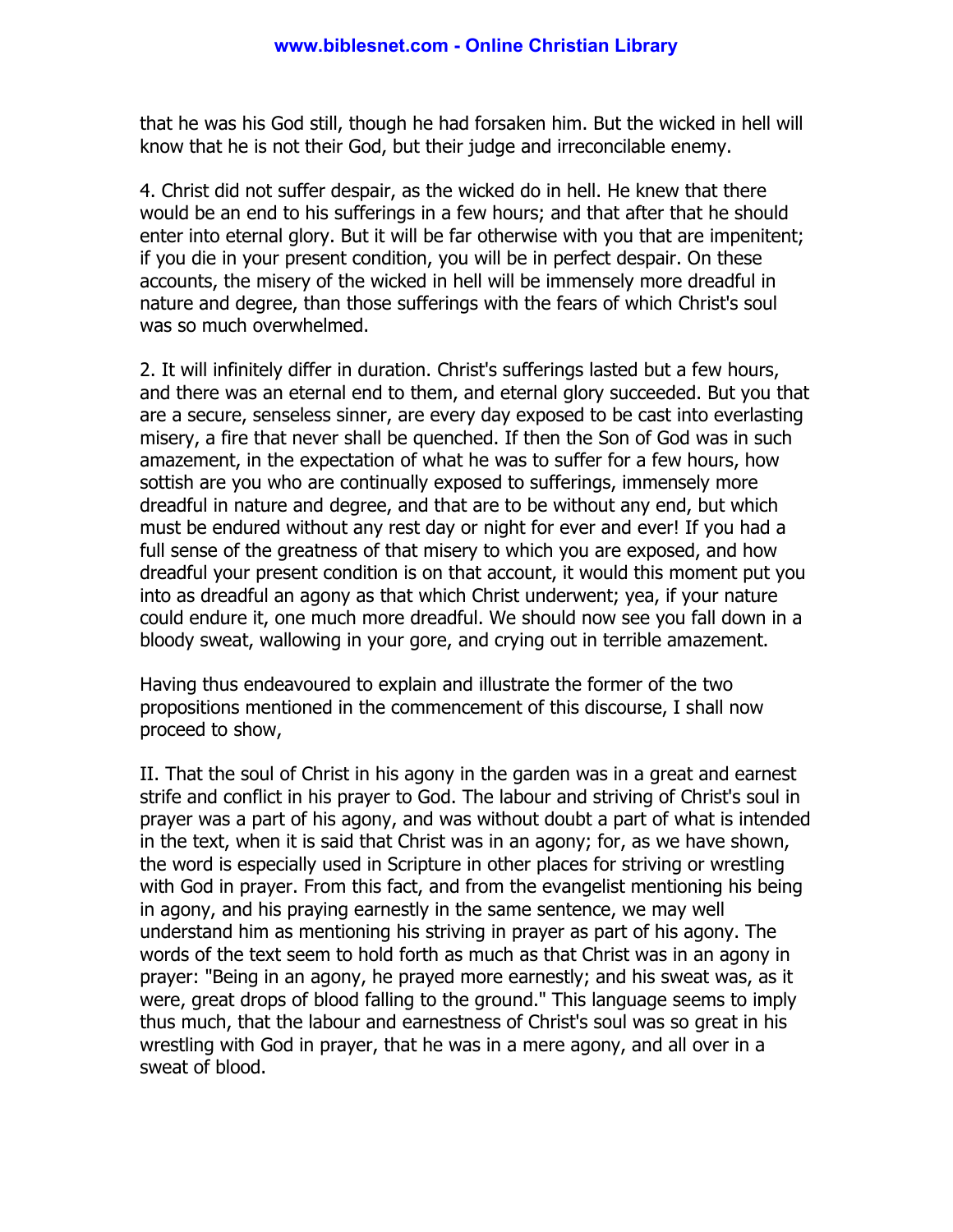that he was his God still, though he had forsaken him. But the wicked in hell will know that he is not their God, but their judge and irreconcilable enemy.

4. Christ did not suffer despair, as the wicked do in hell. He knew that there would be an end to his sufferings in a few hours; and that after that he should enter into eternal glory. But it will be far otherwise with you that are impenitent; if you die in your present condition, you will be in perfect despair. On these accounts, the misery of the wicked in hell will be immensely more dreadful in nature and degree, than those sufferings with the fears of which Christ's soul was so much overwhelmed.

2. It will infinitely differ in duration. Christ's sufferings lasted but a few hours, and there was an eternal end to them, and eternal glory succeeded. But you that are a secure, senseless sinner, are every day exposed to be cast into everlasting misery, a fire that never shall be quenched. If then the Son of God was in such amazement, in the expectation of what he was to suffer for a few hours, how sottish are you who are continually exposed to sufferings, immensely more dreadful in nature and degree, and that are to be without any end, but which must be endured without any rest day or night for ever and ever! If you had a full sense of the greatness of that misery to which you are exposed, and how dreadful your present condition is on that account, it would this moment put you into as dreadful an agony as that which Christ underwent; yea, if your nature could endure it, one much more dreadful. We should now see you fall down in a bloody sweat, wallowing in your gore, and crying out in terrible amazement.

Having thus endeavoured to explain and illustrate the former of the two propositions mentioned in the commencement of this discourse, I shall now proceed to show,

II. That the soul of Christ in his agony in the garden was in a great and earnest strife and conflict in his prayer to God. The labour and striving of Christ's soul in prayer was a part of his agony, and was without doubt a part of what is intended in the text, when it is said that Christ was in an agony; for, as we have shown, the word is especially used in Scripture in other places for striving or wrestling with God in prayer. From this fact, and from the evangelist mentioning his being in agony, and his praying earnestly in the same sentence, we may well understand him as mentioning his striving in prayer as part of his agony. The words of the text seem to hold forth as much as that Christ was in an agony in prayer: "Being in an agony, he prayed more earnestly; and his sweat was, as it were, great drops of blood falling to the ground." This language seems to imply thus much, that the labour and earnestness of Christ's soul was so great in his wrestling with God in prayer, that he was in a mere agony, and all over in a sweat of blood.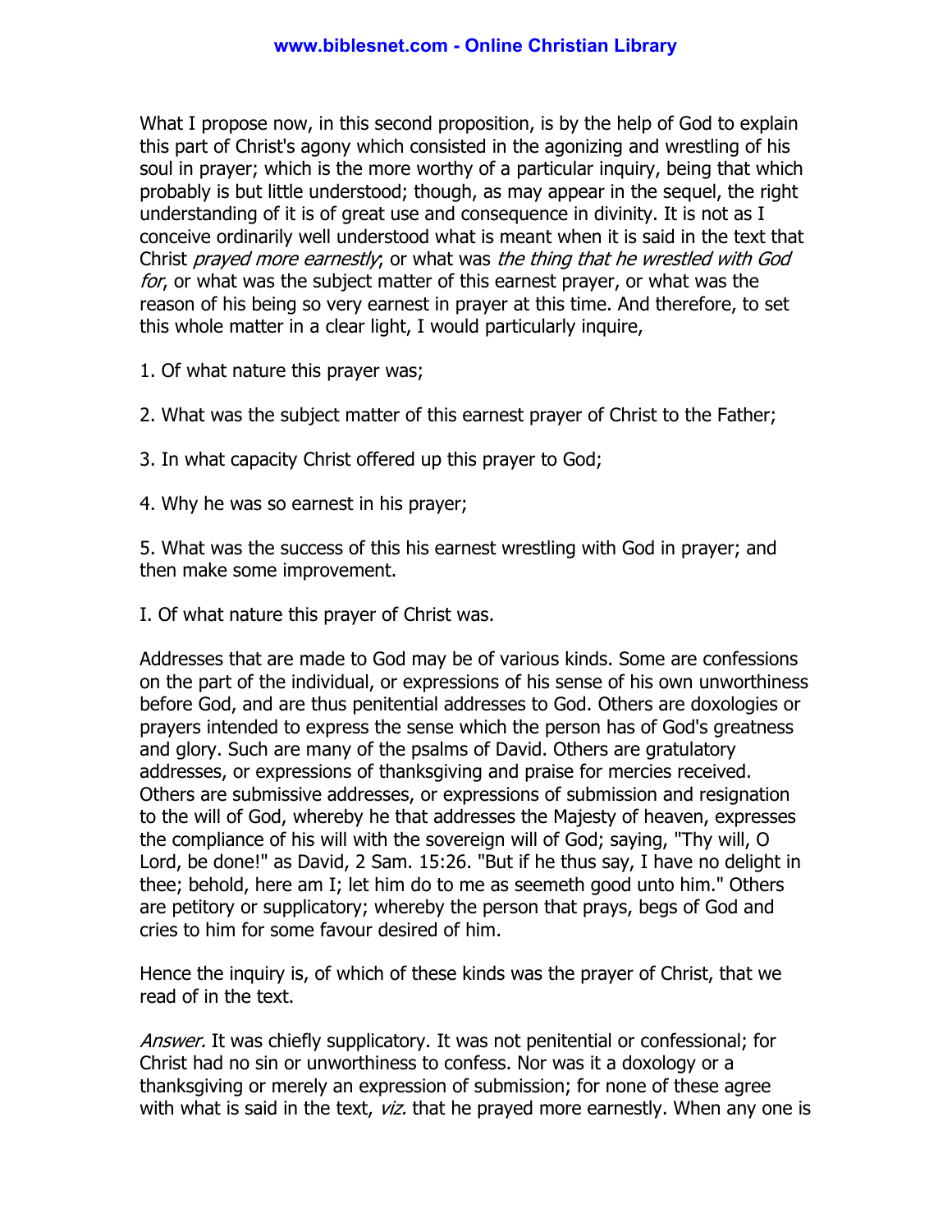What I propose now, in this second proposition, is by the help of God to explain this part of Christ's agony which consisted in the agonizing and wrestling of his soul in prayer; which is the more worthy of a particular inquiry, being that which probably is but little understood; though, as may appear in the sequel, the right understanding of it is of great use and consequence in divinity. It is not as I conceive ordinarily well understood what is meant when it is said in the text that Christ *prayed more earnestly*; or what was *the thing that he wrestled with God for*, or what was the subject matter of this earnest prayer, or what was the reason of his being so very earnest in prayer at this time. And therefore, to set this whole matter in a clear light, I would particularly inquire,

1. Of what nature this prayer was;

2. What was the subject matter of this earnest prayer of Christ to the Father;

3. In what capacity Christ offered up this prayer to God;

4. Why he was so earnest in his prayer;

5. What was the success of this his earnest wrestling with God in prayer; and then make some improvement.

I. Of what nature this prayer of Christ was.

Addresses that are made to God may be of various kinds. Some are confessions on the part of the individual, or expressions of his sense of his own unworthiness before God, and are thus penitential addresses to God. Others are doxologies or prayers intended to express the sense which the person has of God's greatness and glory. Such are many of the psalms of David. Others are gratulatory addresses, or expressions of thanksgiving and praise for mercies received. Others are submissive addresses, or expressions of submission and resignation to the will of God, whereby he that addresses the Majesty of heaven, expresses the compliance of his will with the sovereign will of God; saying, "Thy will, O Lord, be done!" as David, 2 Sam. 15:26. "But if he thus say, I have no delight in thee; behold, here am I; let him do to me as seemeth good unto him." Others are petitory or supplicatory; whereby the person that prays, begs of God and cries to him for some favour desired of him.

Hence the inquiry is, of which of these kinds was the prayer of Christ, that we read of in the text.

*Answer.* It was chiefly supplicatory. It was not penitential or confessional; for Christ had no sin or unworthiness to confess. Nor was it a doxology or a thanksgiving or merely an expression of submission; for none of these agree with what is said in the text, *viz.* that he prayed more earnestly. When any one is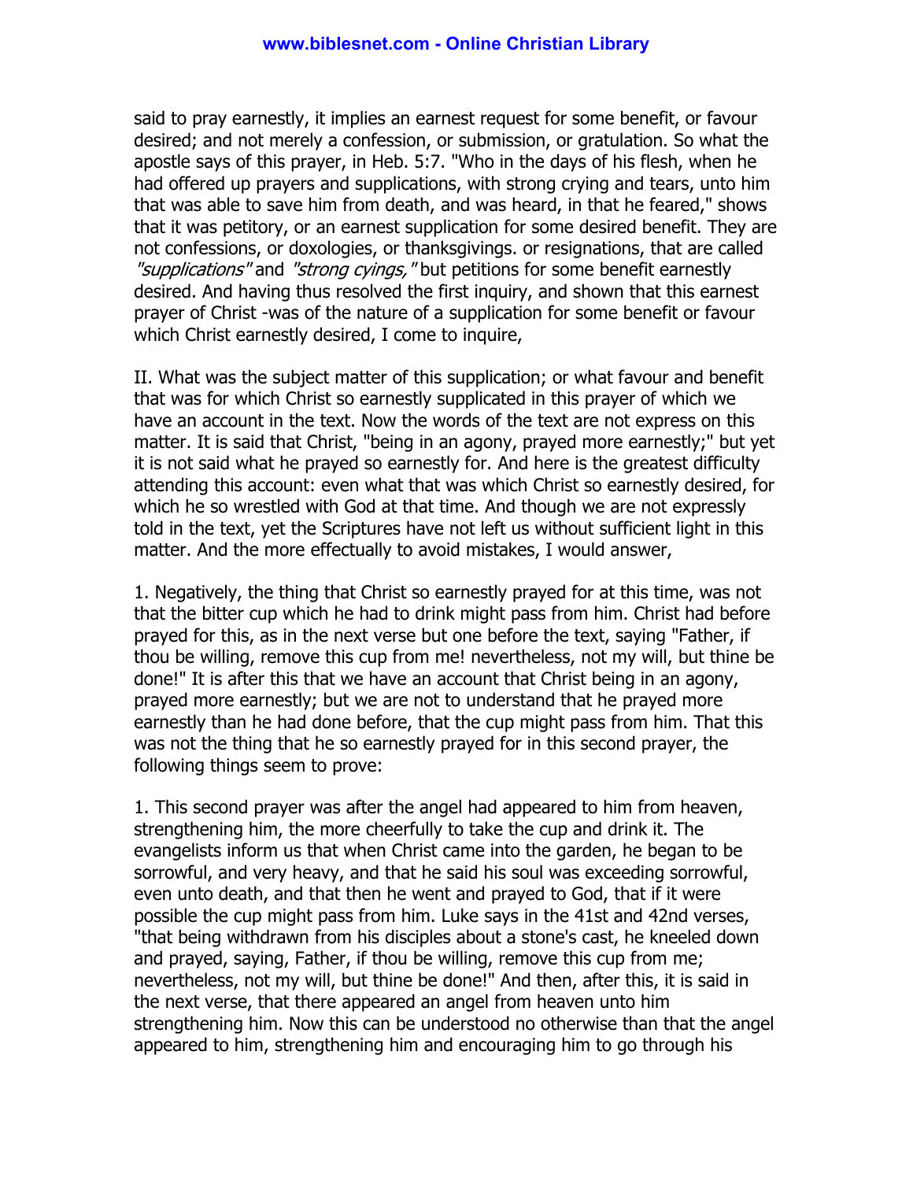said to pray earnestly, it implies an earnest request for some benefit, or favour desired; and not merely a confession, or submission, or gratulation. So what the apostle says of this prayer, in Heb. 5:7. "Who in the days of his flesh, when he had offered up prayers and supplications, with strong crying and tears, unto him that was able to save him from death, and was heard, in that he feared," shows that it was petitory, or an earnest supplication for some desired benefit. They are not confessions, or doxologies, or thanksgivings. or resignations, that are called *"supplications"* and *"strong cyings,"* but petitions for some benefit earnestly desired. And having thus resolved the first inquiry, and shown that this earnest prayer of Christ -was of the nature of a supplication for some benefit or favour which Christ earnestly desired, I come to inquire,

II. What was the subject matter of this supplication; or what favour and benefit that was for which Christ so earnestly supplicated in this prayer of which we have an account in the text. Now the words of the text are not express on this matter. It is said that Christ, "being in an agony, prayed more earnestly;" but yet it is not said what he prayed so earnestly for. And here is the greatest difficulty attending this account: even what that was which Christ so earnestly desired, for which he so wrestled with God at that time. And though we are not expressly told in the text, yet the Scriptures have not left us without sufficient light in this matter. And the more effectually to avoid mistakes, I would answer,

1. Negatively, the thing that Christ so earnestly prayed for at this time, was not that the bitter cup which he had to drink might pass from him. Christ had before prayed for this, as in the next verse but one before the text, saying "Father, if thou be willing, remove this cup from me! nevertheless, not my will, but thine be done!" It is after this that we have an account that Christ being in an agony, prayed more earnestly; but we are not to understand that he prayed more earnestly than he had done before, that the cup might pass from him. That this was not the thing that he so earnestly prayed for in this second prayer, the following things seem to prove:

1. This second prayer was after the angel had appeared to him from heaven, strengthening him, the more cheerfully to take the cup and drink it. The evangelists inform us that when Christ came into the garden, he began to be sorrowful, and very heavy, and that he said his soul was exceeding sorrowful, even unto death, and that then he went and prayed to God, that if it were possible the cup might pass from him. Luke says in the 41st and 42nd verses, "that being withdrawn from his disciples about a stone's cast, he kneeled down and prayed, saying, Father, if thou be willing, remove this cup from me; nevertheless, not my will, but thine be done!" And then, after this, it is said in the next verse, that there appeared an angel from heaven unto him strengthening him. Now this can be understood no otherwise than that the angel appeared to him, strengthening him and encouraging him to go through his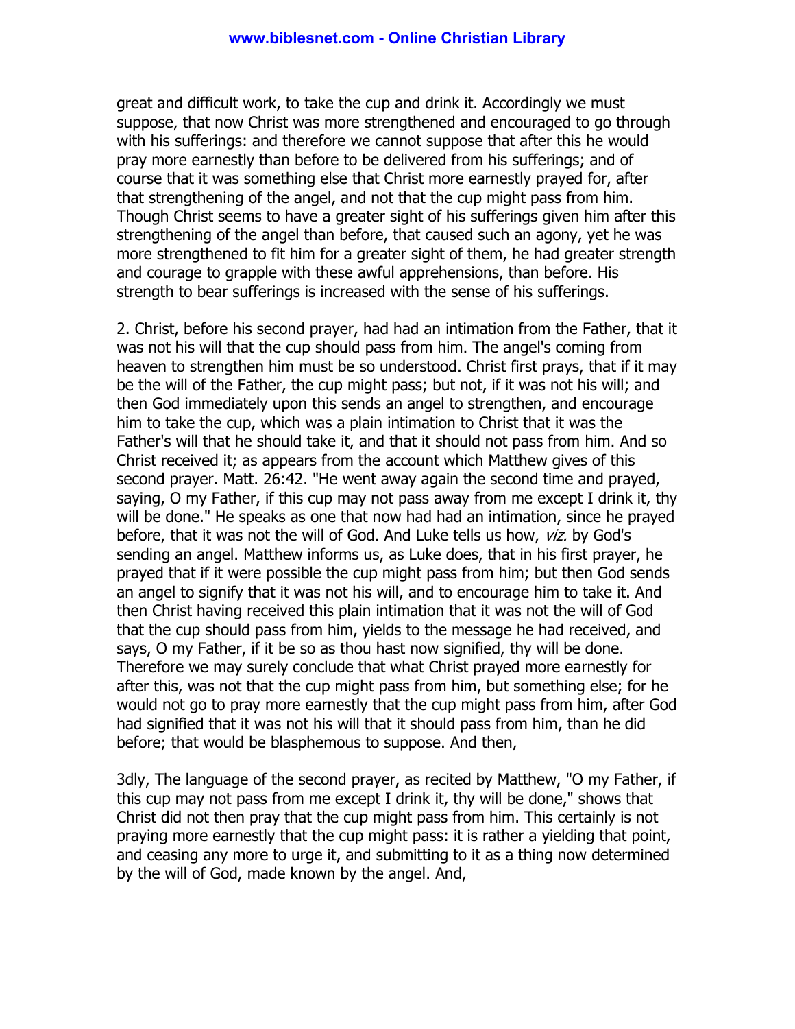great and difficult work, to take the cup and drink it. Accordingly we must suppose, that now Christ was more strengthened and encouraged to go through with his sufferings: and therefore we cannot suppose that after this he would pray more earnestly than before to be delivered from his sufferings; and of course that it was something else that Christ more earnestly prayed for, after that strengthening of the angel, and not that the cup might pass from him. Though Christ seems to have a greater sight of his sufferings given him after this strengthening of the angel than before, that caused such an agony, yet he was more strengthened to fit him for a greater sight of them, he had greater strength and courage to grapple with these awful apprehensions, than before. His strength to bear sufferings is increased with the sense of his sufferings.

2. Christ, before his second prayer, had had an intimation from the Father, that it was not his will that the cup should pass from him. The angel's coming from heaven to strengthen him must be so understood. Christ first prays, that if it may be the will of the Father, the cup might pass; but not, if it was not his will; and then God immediately upon this sends an angel to strengthen, and encourage him to take the cup, which was a plain intimation to Christ that it was the Father's will that he should take it, and that it should not pass from him. And so Christ received it; as appears from the account which Matthew gives of this second prayer. Matt. 26:42. "He went away again the second time and prayed, saying, O my Father, if this cup may not pass away from me except I drink it, thy will be done." He speaks as one that now had had an intimation, since he prayed before, that it was not the will of God. And Luke tells us how, *viz.* by God's sending an angel. Matthew informs us, as Luke does, that in his first prayer, he prayed that if it were possible the cup might pass from him; but then God sends an angel to signify that it was not his will, and to encourage him to take it. And then Christ having received this plain intimation that it was not the will of God that the cup should pass from him, yields to the message he had received, and says, O my Father, if it be so as thou hast now signified, thy will be done. Therefore we may surely conclude that what Christ prayed more earnestly for after this, was not that the cup might pass from him, but something else; for he would not go to pray more earnestly that the cup might pass from him, after God had signified that it was not his will that it should pass from him, than he did before; that would be blasphemous to suppose. And then,

3dly, The language of the second prayer, as recited by Matthew, "O my Father, if this cup may not pass from me except I drink it, thy will be done," shows that Christ did not then pray that the cup might pass from him. This certainly is not praying more earnestly that the cup might pass: it is rather a yielding that point, and ceasing any more to urge it, and submitting to it as a thing now determined by the will of God, made known by the angel. And,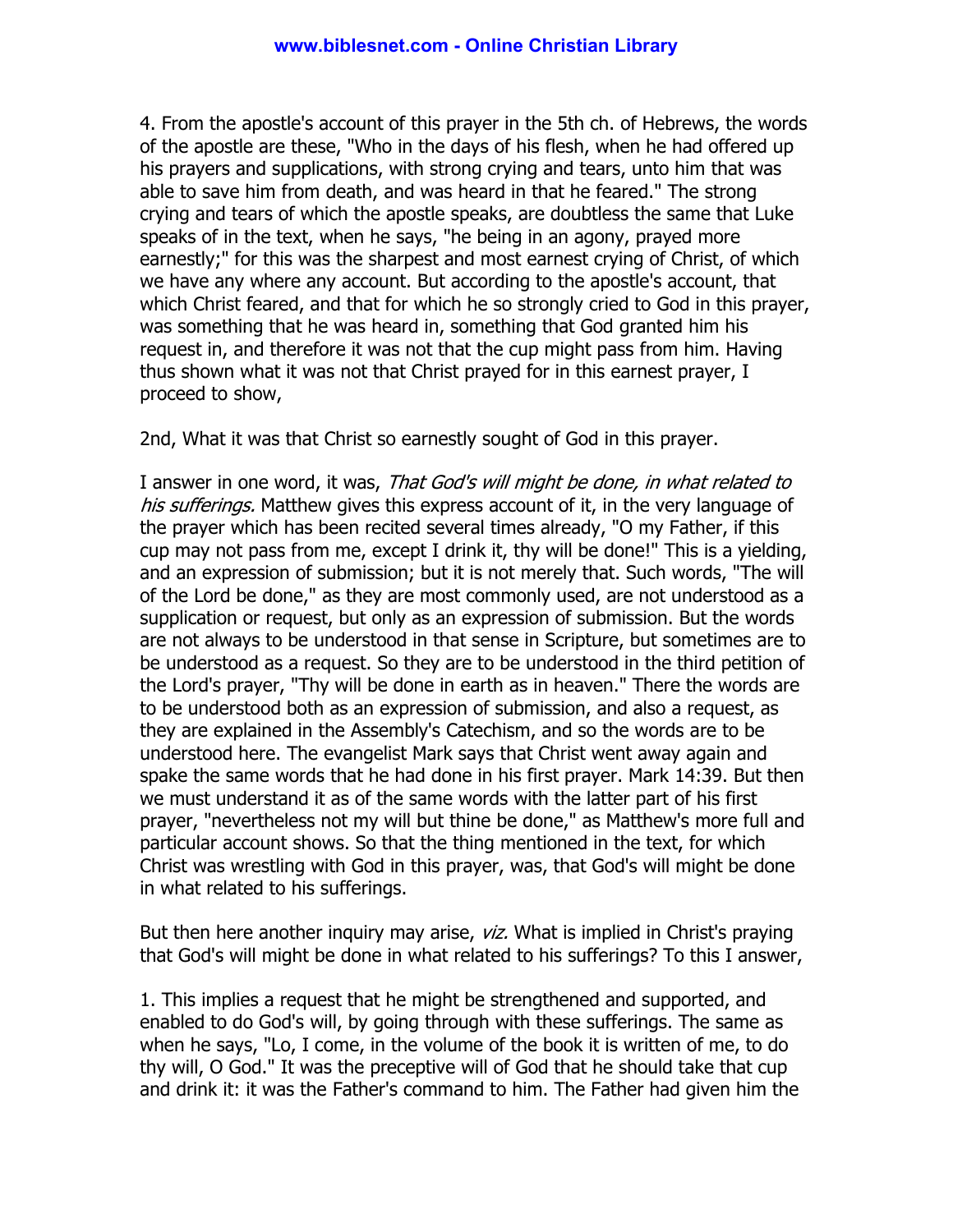4. From the apostle's account of this prayer in the 5th ch. of Hebrews, the words of the apostle are these, "Who in the days of his flesh, when he had offered up his prayers and supplications, with strong crying and tears, unto him that was able to save him from death, and was heard in that he feared." The strong crying and tears of which the apostle speaks, are doubtless the same that Luke speaks of in the text, when he says, "he being in an agony, prayed more earnestly;" for this was the sharpest and most earnest crying of Christ, of which we have any where any account. But according to the apostle's account, that which Christ feared, and that for which he so strongly cried to God in this prayer, was something that he was heard in, something that God granted him his request in, and therefore it was not that the cup might pass from him. Having thus shown what it was not that Christ prayed for in this earnest prayer, I proceed to show,

2nd, What it was that Christ so earnestly sought of God in this prayer.

I answer in one word, it was, *That God's will might be done, in what related to his sufferings.* Matthew gives this express account of it, in the very language of the prayer which has been recited several times already, "O my Father, if this cup may not pass from me, except I drink it, thy will be done!" This is a yielding, and an expression of submission; but it is not merely that. Such words, "The will of the Lord be done," as they are most commonly used, are not understood as a supplication or request, but only as an expression of submission. But the words are not always to be understood in that sense in Scripture, but sometimes are to be understood as a request. So they are to be understood in the third petition of the Lord's prayer, "Thy will be done in earth as in heaven." There the words are to be understood both as an expression of submission, and also a request, as they are explained in the Assembly's Catechism, and so the words are to be understood here. The evangelist Mark says that Christ went away again and spake the same words that he had done in his first prayer. Mark 14:39. But then we must understand it as of the same words with the latter part of his first prayer, "nevertheless not my will but thine be done," as Matthew's more full and particular account shows. So that the thing mentioned in the text, for which Christ was wrestling with God in this prayer, was, that God's will might be done in what related to his sufferings.

But then here another inquiry may arise, *viz.* What is implied in Christ's praying that God's will might be done in what related to his sufferings? To this I answer,

1. This implies a request that he might be strengthened and supported, and enabled to do God's will, by going through with these sufferings. The same as when he says, "Lo, I come, in the volume of the book it is written of me, to do thy will, O God." It was the preceptive will of God that he should take that cup and drink it: it was the Father's command to him. The Father had given him the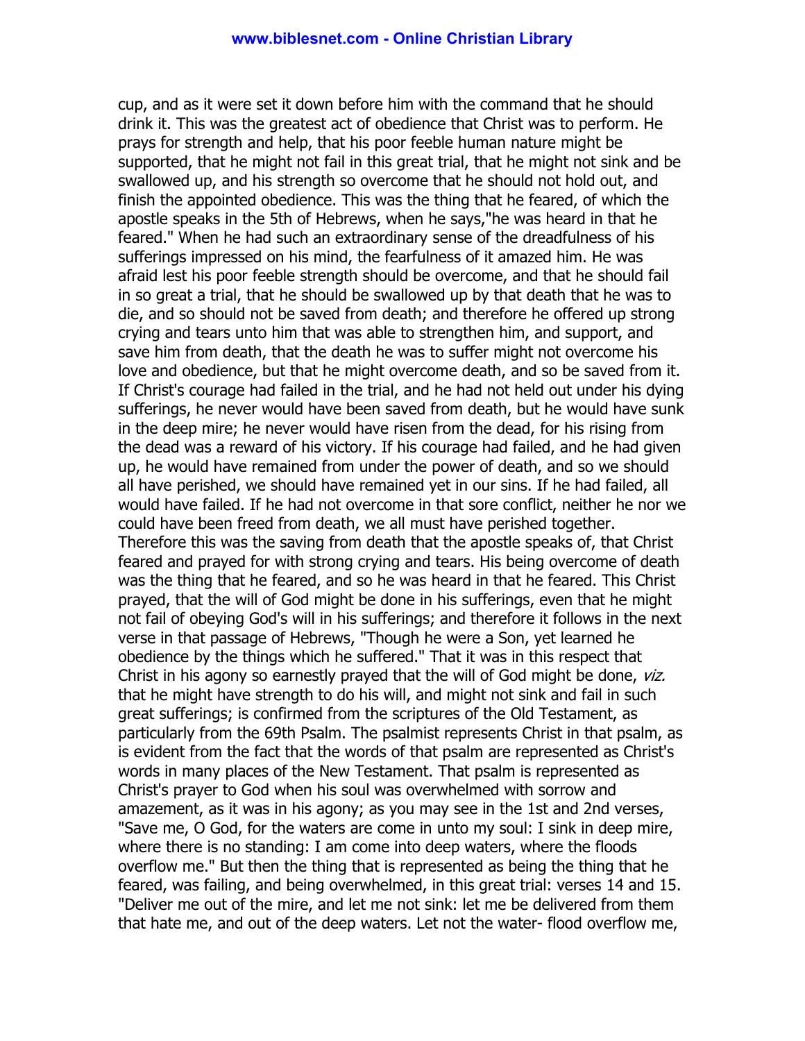cup, and as it were set it down before him with the command that he should drink it. This was the greatest act of obedience that Christ was to perform. He prays for strength and help, that his poor feeble human nature might be supported, that he might not fail in this great trial, that he might not sink and be swallowed up, and his strength so overcome that he should not hold out, and finish the appointed obedience. This was the thing that he feared, of which the apostle speaks in the 5th of Hebrews, when he says,"he was heard in that he feared." When he had such an extraordinary sense of the dreadfulness of his sufferings impressed on his mind, the fearfulness of it amazed him. He was afraid lest his poor feeble strength should be overcome, and that he should fail in so great a trial, that he should be swallowed up by that death that he was to die, and so should not be saved from death; and therefore he offered up strong crying and tears unto him that was able to strengthen him, and support, and save him from death, that the death he was to suffer might not overcome his love and obedience, but that he might overcome death, and so be saved from it. If Christ's courage had failed in the trial, and he had not held out under his dying sufferings, he never would have been saved from death, but he would have sunk in the deep mire; he never would have risen from the dead, for his rising from the dead was a reward of his victory. If his courage had failed, and he had given up, he would have remained from under the power of death, and so we should all have perished, we should have remained yet in our sins. If he had failed, all would have failed. If he had not overcome in that sore conflict, neither he nor we could have been freed from death, we all must have perished together. Therefore this was the saving from death that the apostle speaks of, that Christ feared and prayed for with strong crying and tears. His being overcome of death was the thing that he feared, and so he was heard in that he feared. This Christ prayed, that the will of God might be done in his sufferings, even that he might not fail of obeying God's will in his sufferings; and therefore it follows in the next verse in that passage of Hebrews, "Though he were a Son, yet learned he obedience by the things which he suffered." That it was in this respect that Christ in his agony so earnestly prayed that the will of God might be done, *viz.* that he might have strength to do his will, and might not sink and fail in such great sufferings; is confirmed from the scriptures of the Old Testament, as particularly from the 69th Psalm. The psalmist represents Christ in that psalm, as is evident from the fact that the words of that psalm are represented as Christ's words in many places of the New Testament. That psalm is represented as Christ's prayer to God when his soul was overwhelmed with sorrow and amazement, as it was in his agony; as you may see in the 1st and 2nd verses, "Save me, O God, for the waters are come in unto my soul: I sink in deep mire, where there is no standing: I am come into deep waters, where the floods overflow me." But then the thing that is represented as being the thing that he feared, was failing, and being overwhelmed, in this great trial: verses 14 and 15. "Deliver me out of the mire, and let me not sink: let me be delivered from them that hate me, and out of the deep waters. Let not the water- flood overflow me,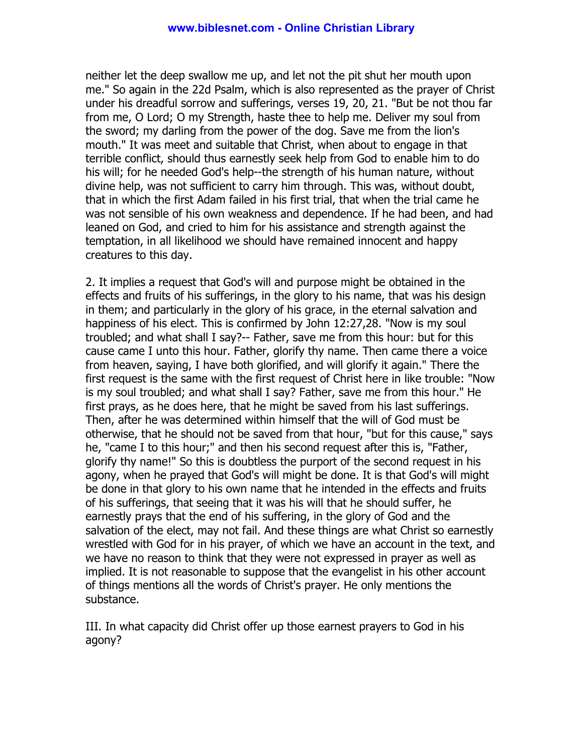neither let the deep swallow me up, and let not the pit shut her mouth upon me." So again in the 22d Psalm, which is also represented as the prayer of Christ under his dreadful sorrow and sufferings, verses 19, 20, 21. "But be not thou far from me, O Lord; O my Strength, haste thee to help me. Deliver my soul from the sword; my darling from the power of the dog. Save me from the lion's mouth." It was meet and suitable that Christ, when about to engage in that terrible conflict, should thus earnestly seek help from God to enable him to do his will; for he needed God's help--the strength of his human nature, without divine help, was not sufficient to carry him through. This was, without doubt, that in which the first Adam failed in his first trial, that when the trial came he was not sensible of his own weakness and dependence. If he had been, and had leaned on God, and cried to him for his assistance and strength against the temptation, in all likelihood we should have remained innocent and happy creatures to this day.

2. It implies a request that God's will and purpose might be obtained in the effects and fruits of his sufferings, in the glory to his name, that was his design in them; and particularly in the glory of his grace, in the eternal salvation and happiness of his elect. This is confirmed by John 12:27,28. "Now is my soul troubled; and what shall I say?-- Father, save me from this hour: but for this cause came I unto this hour. Father, glorify thy name. Then came there a voice from heaven, saying, I have both glorified, and will glorify it again." There the first request is the same with the first request of Christ here in like trouble: "Now is my soul troubled; and what shall I say? Father, save me from this hour." He first prays, as he does here, that he might be saved from his last sufferings. Then, after he was determined within himself that the will of God must be otherwise, that he should not be saved from that hour, "but for this cause," says he, "came I to this hour;" and then his second request after this is, "Father, glorify thy name!" So this is doubtless the purport of the second request in his agony, when he prayed that God's will might be done. It is that God's will might be done in that glory to his own name that he intended in the effects and fruits of his sufferings, that seeing that it was his will that he should suffer, he earnestly prays that the end of his suffering, in the glory of God and the salvation of the elect, may not fail. And these things are what Christ so earnestly wrestled with God for in his prayer, of which we have an account in the text, and we have no reason to think that they were not expressed in prayer as well as implied. It is not reasonable to suppose that the evangelist in his other account of things mentions all the words of Christ's prayer. He only mentions the substance.

III. In what capacity did Christ offer up those earnest prayers to God in his agony?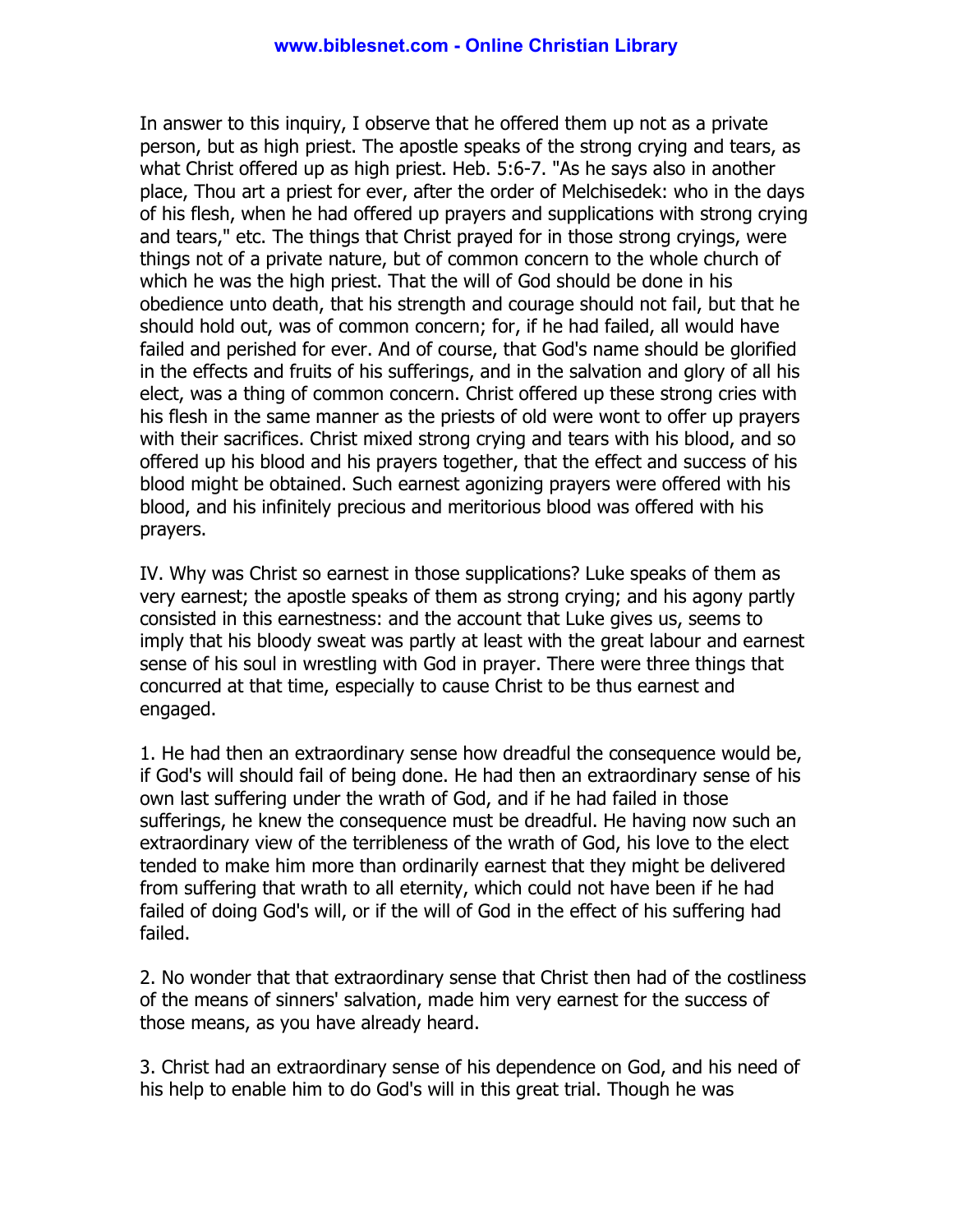In answer to this inquiry, I observe that he offered them up not as a private person, but as high priest. The apostle speaks of the strong crying and tears, as what Christ offered up as high priest. Heb. 5:6-7. "As he says also in another place, Thou art a priest for ever, after the order of Melchisedek: who in the days of his flesh, when he had offered up prayers and supplications with strong crying and tears," etc. The things that Christ prayed for in those strong cryings, were things not of a private nature, but of common concern to the whole church of which he was the high priest. That the will of God should be done in his obedience unto death, that his strength and courage should not fail, but that he should hold out, was of common concern; for, if he had failed, all would have failed and perished for ever. And of course, that God's name should be glorified in the effects and fruits of his sufferings, and in the salvation and glory of all his elect, was a thing of common concern. Christ offered up these strong cries with his flesh in the same manner as the priests of old were wont to offer up prayers with their sacrifices. Christ mixed strong crying and tears with his blood, and so offered up his blood and his prayers together, that the effect and success of his blood might be obtained. Such earnest agonizing prayers were offered with his blood, and his infinitely precious and meritorious blood was offered with his prayers.

IV. Why was Christ so earnest in those supplications? Luke speaks of them as very earnest; the apostle speaks of them as strong crying; and his agony partly consisted in this earnestness: and the account that Luke gives us, seems to imply that his bloody sweat was partly at least with the great labour and earnest sense of his soul in wrestling with God in prayer. There were three things that concurred at that time, especially to cause Christ to be thus earnest and engaged.

1. He had then an extraordinary sense how dreadful the consequence would be, if God's will should fail of being done. He had then an extraordinary sense of his own last suffering under the wrath of God, and if he had failed in those sufferings, he knew the consequence must be dreadful. He having now such an extraordinary view of the terribleness of the wrath of God, his love to the elect tended to make him more than ordinarily earnest that they might be delivered from suffering that wrath to all eternity, which could not have been if he had failed of doing God's will, or if the will of God in the effect of his suffering had failed.

2. No wonder that that extraordinary sense that Christ then had of the costliness of the means of sinners' salvation, made him very earnest for the success of those means, as you have already heard.

3. Christ had an extraordinary sense of his dependence on God, and his need of his help to enable him to do God's will in this great trial. Though he was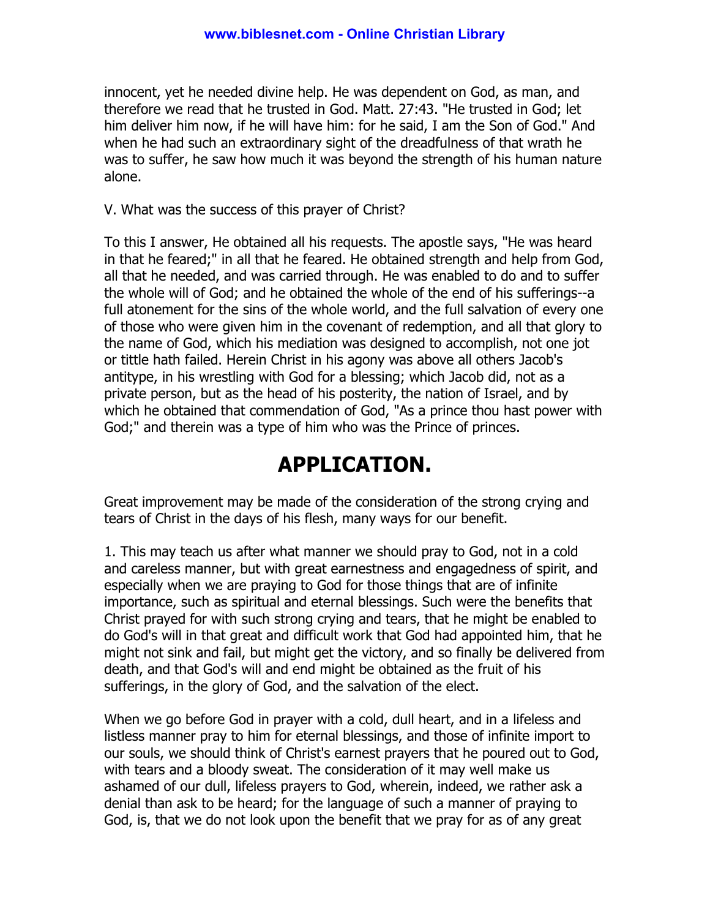innocent, yet he needed divine help. He was dependent on God, as man, and therefore we read that he trusted in God. Matt. 27:43. "He trusted in God; let him deliver him now, if he will have him: for he said, I am the Son of God." And when he had such an extraordinary sight of the dreadfulness of that wrath he was to suffer, he saw how much it was beyond the strength of his human nature alone.

V. What was the success of this prayer of Christ?

To this I answer, He obtained all his requests. The apostle says, "He was heard in that he feared;" in all that he feared. He obtained strength and help from God, all that he needed, and was carried through. He was enabled to do and to suffer the whole will of God; and he obtained the whole of the end of his sufferings--a full atonement for the sins of the whole world, and the full salvation of every one of those who were given him in the covenant of redemption, and all that glory to the name of God, which his mediation was designed to accomplish, not one jot or tittle hath failed. Herein Christ in his agony was above all others Jacob's antitype, in his wrestling with God for a blessing; which Jacob did, not as a private person, but as the head of his posterity, the nation of Israel, and by which he obtained that commendation of God, "As a prince thou hast power with God;" and therein was a type of him who was the Prince of princes.

# APPLICATION.

Great improvement may be made of the consideration of the strong crying and tears of Christ in the days of his flesh, many ways for our benefit.

1. This may teach us after what manner we should pray to God, not in a cold and careless manner, but with great earnestness and engagedness of spirit, and especially when we are praying to God for those things that are of infinite importance, such as spiritual and eternal blessings. Such were the benefits that Christ prayed for with such strong crying and tears, that he might be enabled to do God's will in that great and difficult work that God had appointed him, that he might not sink and fail, but might get the victory, and so finally be delivered from death, and that God's will and end might be obtained as the fruit of his sufferings, in the glory of God, and the salvation of the elect.

When we go before God in prayer with a cold, dull heart, and in a lifeless and listless manner pray to him for eternal blessings, and those of infinite import to our souls, we should think of Christ's earnest prayers that he poured out to God, with tears and a bloody sweat. The consideration of it may well make us ashamed of our dull, lifeless prayers to God, wherein, indeed, we rather ask a denial than ask to be heard; for the language of such a manner of praying to God, is, that we do not look upon the benefit that we pray for as of any great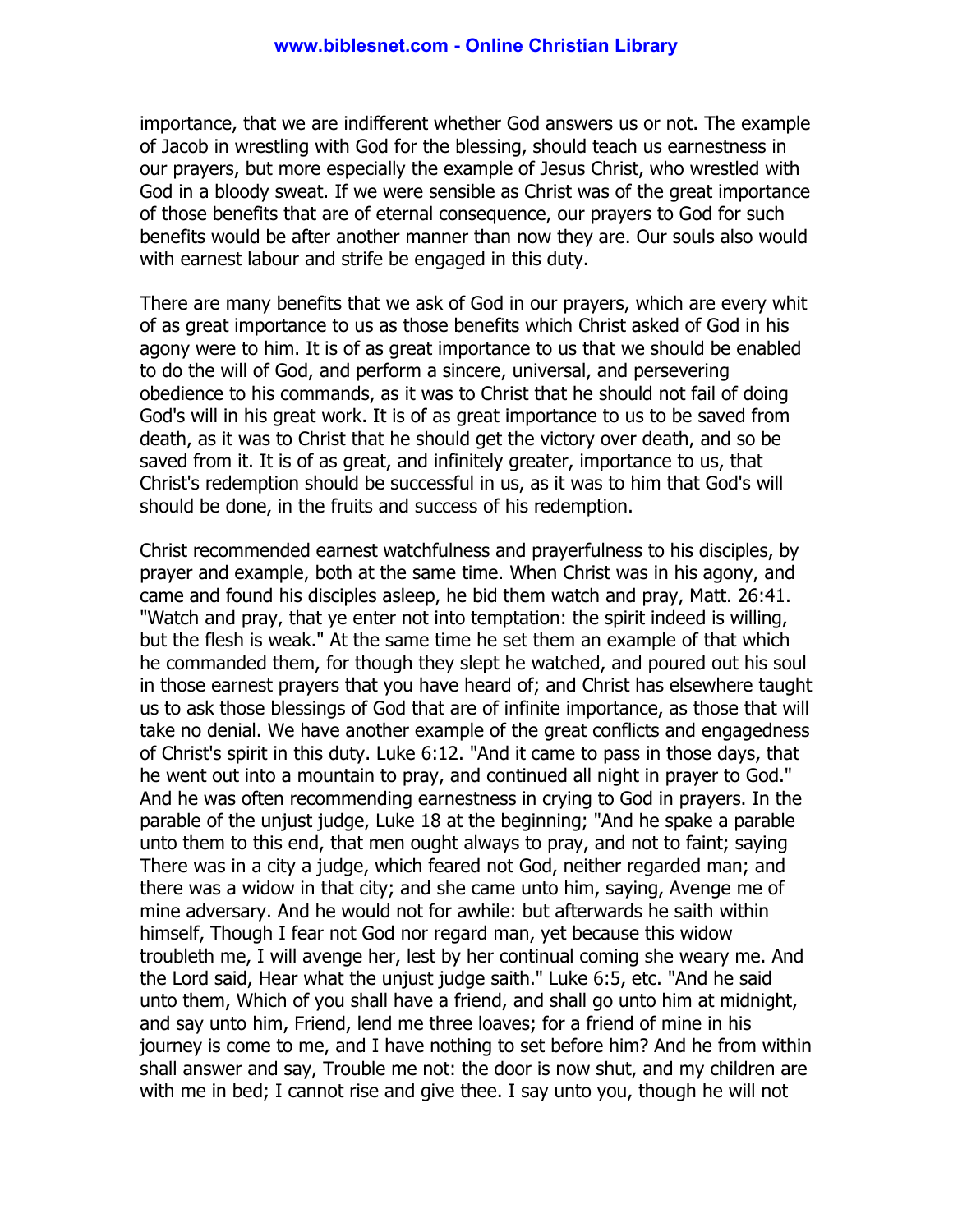importance, that we are indifferent whether God answers us or not. The example of Jacob in wrestling with God for the blessing, should teach us earnestness in our prayers, but more especially the example of Jesus Christ, who wrestled with God in a bloody sweat. If we were sensible as Christ was of the great importance of those benefits that are of eternal consequence, our prayers to God for such benefits would be after another manner than now they are. Our souls also would with earnest labour and strife be engaged in this duty.

There are many benefits that we ask of God in our prayers, which are every whit of as great importance to us as those benefits which Christ asked of God in his agony were to him. It is of as great importance to us that we should be enabled to do the will of God, and perform a sincere, universal, and persevering obedience to his commands, as it was to Christ that he should not fail of doing God's will in his great work. It is of as great importance to us to be saved from death, as it was to Christ that he should get the victory over death, and so be saved from it. It is of as great, and infinitely greater, importance to us, that Christ's redemption should be successful in us, as it was to him that God's will should be done, in the fruits and success of his redemption.

Christ recommended earnest watchfulness and prayerfulness to his disciples, by prayer and example, both at the same time. When Christ was in his agony, and came and found his disciples asleep, he bid them watch and pray, Matt. 26:41. "Watch and pray, that ye enter not into temptation: the spirit indeed is willing, but the flesh is weak." At the same time he set them an example of that which he commanded them, for though they slept he watched, and poured out his soul in those earnest prayers that you have heard of; and Christ has elsewhere taught us to ask those blessings of God that are of infinite importance, as those that will take no denial. We have another example of the great conflicts and engagedness of Christ's spirit in this duty. Luke 6:12. "And it came to pass in those days, that he went out into a mountain to pray, and continued all night in prayer to God." And he was often recommending earnestness in crying to God in prayers. In the parable of the unjust judge, Luke 18 at the beginning; "And he spake a parable unto them to this end, that men ought always to pray, and not to faint; saying There was in a city a judge, which feared not God, neither regarded man; and there was a widow in that city; and she came unto him, saying, Avenge me of mine adversary. And he would not for awhile: but afterwards he saith within himself, Though I fear not God nor regard man, yet because this widow troubleth me, I will avenge her, lest by her continual coming she weary me. And the Lord said, Hear what the unjust judge saith." Luke 6:5, etc. "And he said unto them, Which of you shall have a friend, and shall go unto him at midnight, and say unto him, Friend, lend me three loaves; for a friend of mine in his journey is come to me, and I have nothing to set before him? And he from within shall answer and say, Trouble me not: the door is now shut, and my children are with me in bed; I cannot rise and give thee. I say unto you, though he will not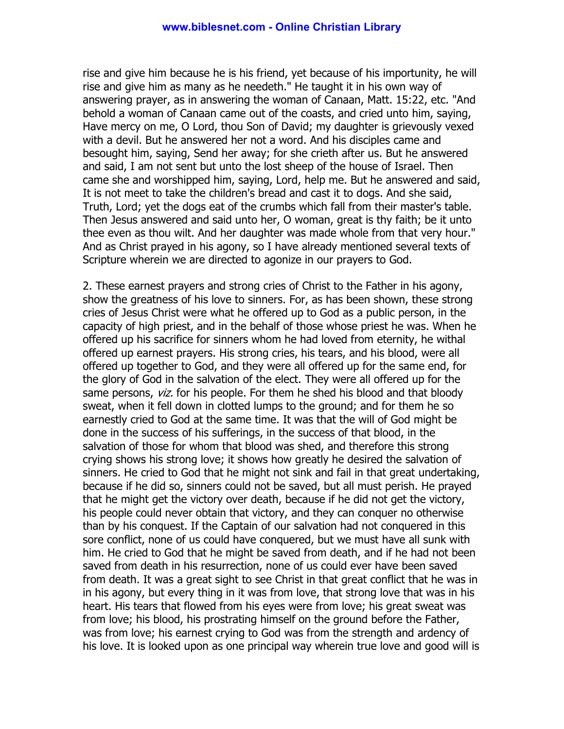rise and give him because he is his friend, yet because of his importunity, he will rise and give him as many as he needeth." He taught it in his own way of answering prayer, as in answering the woman of Canaan, Matt. 15:22, etc. "And behold a woman of Canaan came out of the coasts, and cried unto him, saying, Have mercy on me, O Lord, thou Son of David; my daughter is grievously vexed with a devil. But he answered her not a word. And his disciples came and besought him, saying, Send her away; for she crieth after us. But he answered and said, I am not sent but unto the lost sheep of the house of Israel. Then came she and worshipped him, saying, Lord, help me. But he answered and said, It is not meet to take the children's bread and cast it to dogs. And she said, Truth, Lord; yet the dogs eat of the crumbs which fall from their master's table. Then Jesus answered and said unto her, O woman, great is thy faith; be it unto thee even as thou wilt. And her daughter was made whole from that very hour." And as Christ prayed in his agony, so I have already mentioned several texts of Scripture wherein we are directed to agonize in our prayers to God.

2. These earnest prayers and strong cries of Christ to the Father in his agony, show the greatness of his love to sinners. For, as has been shown, these strong cries of Jesus Christ were what he offered up to God as a public person, in the capacity of high priest, and in the behalf of those whose priest he was. When he offered up his sacrifice for sinners whom he had loved from eternity, he withal offered up earnest prayers. His strong cries, his tears, and his blood, were all offered up together to God, and they were all offered up for the same end, for the glory of God in the salvation of the elect. They were all offered up for the same persons, *viz.* for his people. For them he shed his blood and that bloody sweat, when it fell down in clotted lumps to the ground; and for them he so earnestly cried to God at the same time. It was that the will of God might be done in the success of his sufferings, in the success of that blood, in the salvation of those for whom that blood was shed, and therefore this strong crying shows his strong love; it shows how greatly he desired the salvation of sinners. He cried to God that he might not sink and fail in that great undertaking, because if he did so, sinners could not be saved, but all must perish. He prayed that he might get the victory over death, because if he did not get the victory, his people could never obtain that victory, and they can conquer no otherwise than by his conquest. If the Captain of our salvation had not conquered in this sore conflict, none of us could have conquered, but we must have all sunk with him. He cried to God that he might be saved from death, and if he had not been saved from death in his resurrection, none of us could ever have been saved from death. It was a great sight to see Christ in that great conflict that he was in in his agony, but every thing in it was from love, that strong love that was in his heart. His tears that flowed from his eyes were from love; his great sweat was from love; his blood, his prostrating himself on the ground before the Father, was from love; his earnest crying to God was from the strength and ardency of his love. It is looked upon as one principal way wherein true love and good will is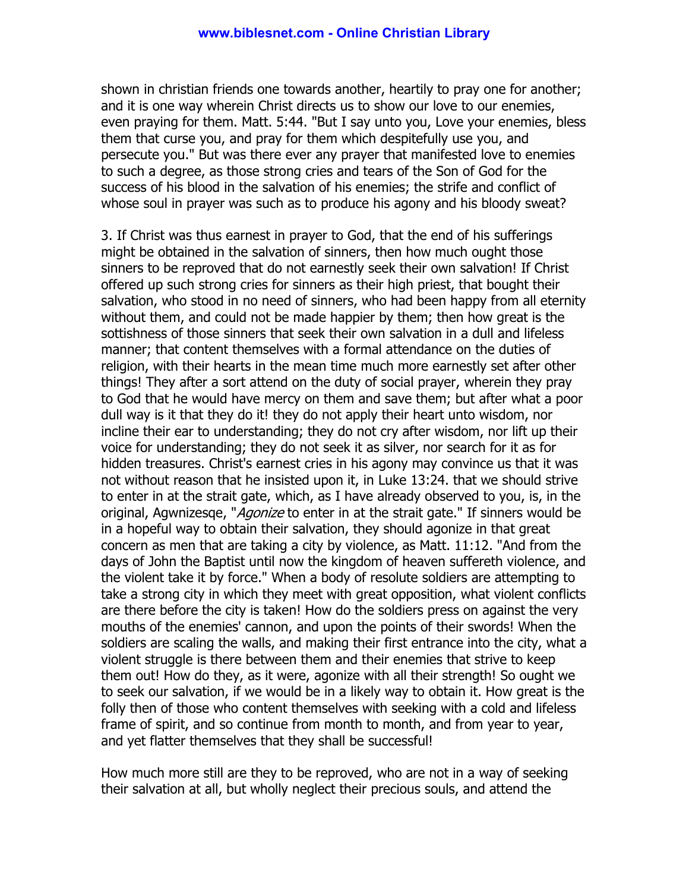shown in christian friends one towards another, heartily to pray one for another; and it is one way wherein Christ directs us to show our love to our enemies, even praying for them. Matt. 5:44. "But I say unto you, Love your enemies, bless them that curse you, and pray for them which despitefully use you, and persecute you." But was there ever any prayer that manifested love to enemies to such a degree, as those strong cries and tears of the Son of God for the success of his blood in the salvation of his enemies; the strife and conflict of whose soul in prayer was such as to produce his agony and his bloody sweat?

3. If Christ was thus earnest in prayer to God, that the end of his sufferings might be obtained in the salvation of sinners, then how much ought those sinners to be reproved that do not earnestly seek their own salvation! If Christ offered up such strong cries for sinners as their high priest, that bought their salvation, who stood in no need of sinners, who had been happy from all eternity without them, and could not be made happier by them; then how great is the sottishness of those sinners that seek their own salvation in a dull and lifeless manner; that content themselves with a formal attendance on the duties of religion, with their hearts in the mean time much more earnestly set after other things! They after a sort attend on the duty of social prayer, wherein they pray to God that he would have mercy on them and save them; but after what a poor dull way is it that they do it! they do not apply their heart unto wisdom, nor incline their ear to understanding; they do not cry after wisdom, nor lift up their voice for understanding; they do not seek it as silver, nor search for it as for hidden treasures. Christ's earnest cries in his agony may convince us that it was not without reason that he insisted upon it, in Luke 13:24. that we should strive to enter in at the strait gate, which, as I have already observed to you, is, in the original, Agwnizesqe, "*Agonize* to enter in at the strait gate." If sinners would be in a hopeful way to obtain their salvation, they should agonize in that great concern as men that are taking a city by violence, as Matt. 11:12. "And from the days of John the Baptist until now the kingdom of heaven suffereth violence, and the violent take it by force." When a body of resolute soldiers are attempting to take a strong city in which they meet with great opposition, what violent conflicts are there before the city is taken! How do the soldiers press on against the very mouths of the enemies' cannon, and upon the points of their swords! When the soldiers are scaling the walls, and making their first entrance into the city, what a violent struggle is there between them and their enemies that strive to keep them out! How do they, as it were, agonize with all their strength! So ought we to seek our salvation, if we would be in a likely way to obtain it. How great is the folly then of those who content themselves with seeking with a cold and lifeless frame of spirit, and so continue from month to month, and from year to year, and yet flatter themselves that they shall be successful!

How much more still are they to be reproved, who are not in a way of seeking their salvation at all, but wholly neglect their precious souls, and attend the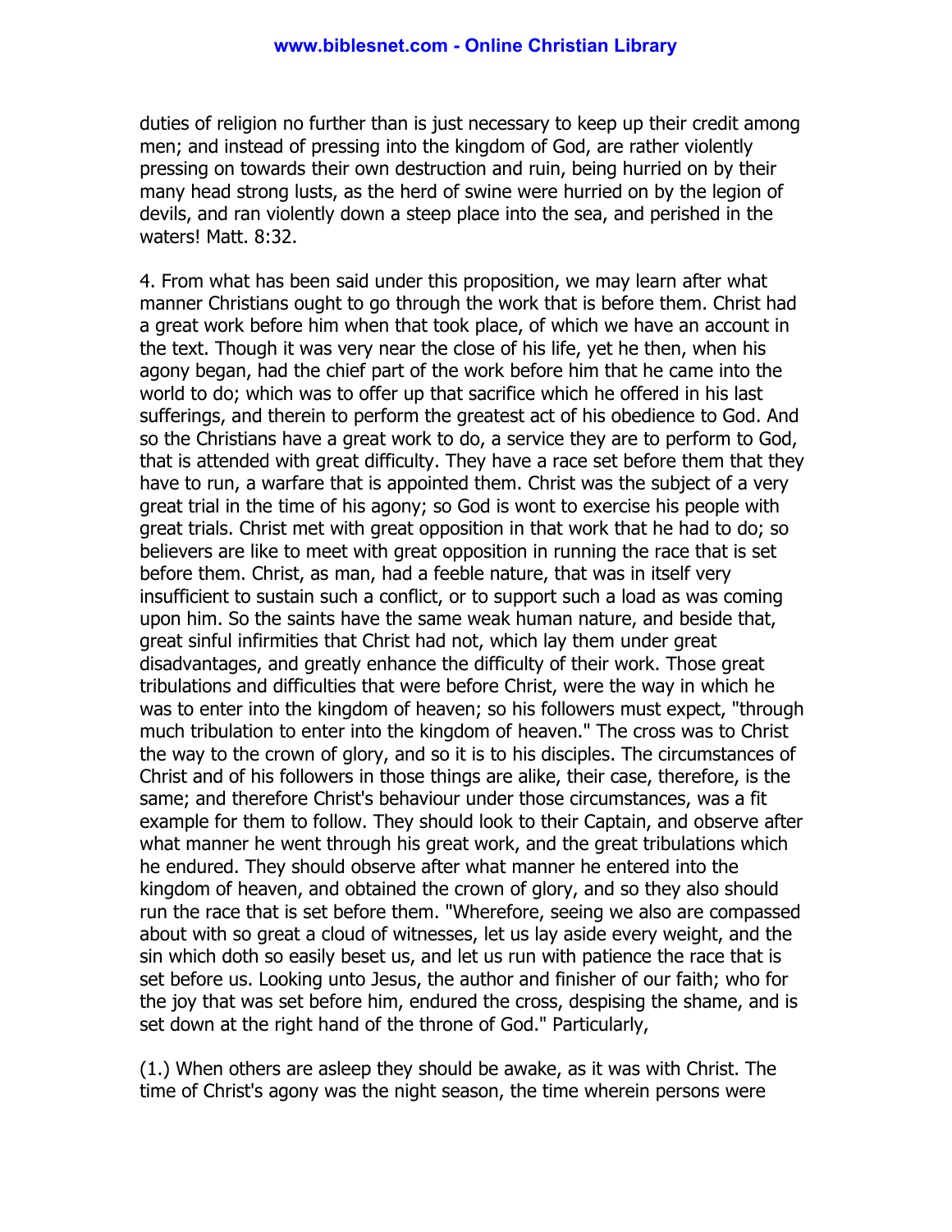duties of religion no further than is just necessary to keep up their credit among men; and instead of pressing into the kingdom of God, are rather violently pressing on towards their own destruction and ruin, being hurried on by their many head strong lusts, as the herd of swine were hurried on by the legion of devils, and ran violently down a steep place into the sea, and perished in the waters! Matt. 8:32.

4. From what has been said under this proposition, we may learn after what manner Christians ought to go through the work that is before them. Christ had a great work before him when that took place, of which we have an account in the text. Though it was very near the close of his life, yet he then, when his agony began, had the chief part of the work before him that he came into the world to do; which was to offer up that sacrifice which he offered in his last sufferings, and therein to perform the greatest act of his obedience to God. And so the Christians have a great work to do, a service they are to perform to God, that is attended with great difficulty. They have a race set before them that they have to run, a warfare that is appointed them. Christ was the subject of a very great trial in the time of his agony; so God is wont to exercise his people with great trials. Christ met with great opposition in that work that he had to do; so believers are like to meet with great opposition in running the race that is set before them. Christ, as man, had a feeble nature, that was in itself very insufficient to sustain such a conflict, or to support such a load as was coming upon him. So the saints have the same weak human nature, and beside that, great sinful infirmities that Christ had not, which lay them under great disadvantages, and greatly enhance the difficulty of their work. Those great tribulations and difficulties that were before Christ, were the way in which he was to enter into the kingdom of heaven; so his followers must expect, "through much tribulation to enter into the kingdom of heaven." The cross was to Christ the way to the crown of glory, and so it is to his disciples. The circumstances of Christ and of his followers in those things are alike, their case, therefore, is the same; and therefore Christ's behaviour under those circumstances, was a fit example for them to follow. They should look to their Captain, and observe after what manner he went through his great work, and the great tribulations which he endured. They should observe after what manner he entered into the kingdom of heaven, and obtained the crown of glory, and so they also should run the race that is set before them. "Wherefore, seeing we also are compassed about with so great a cloud of witnesses, let us lay aside every weight, and the sin which doth so easily beset us, and let us run with patience the race that is set before us. Looking unto Jesus, the author and finisher of our faith; who for the joy that was set before him, endured the cross, despising the shame, and is set down at the right hand of the throne of God." Particularly,

(1.) When others are asleep they should be awake, as it was with Christ. The time of Christ's agony was the night season, the time wherein persons were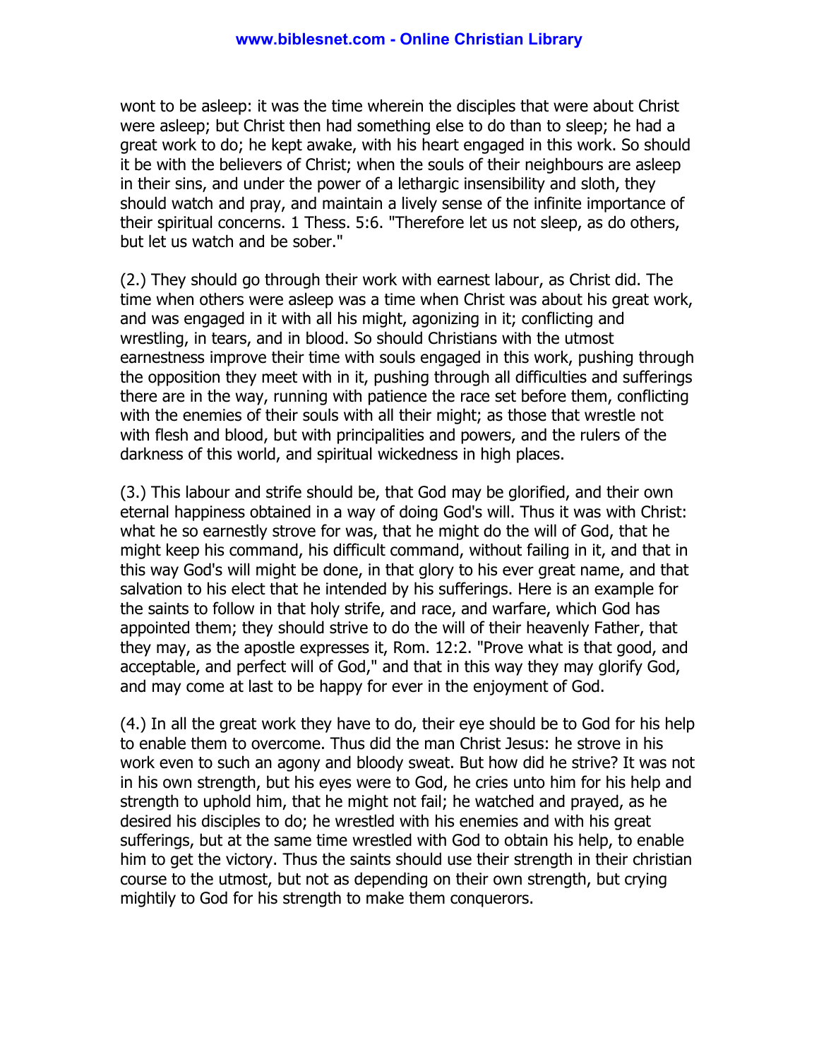wont to be asleep: it was the time wherein the disciples that were about Christ were asleep; but Christ then had something else to do than to sleep; he had a great work to do; he kept awake, with his heart engaged in this work. So should it be with the believers of Christ; when the souls of their neighbours are asleep in their sins, and under the power of a lethargic insensibility and sloth, they should watch and pray, and maintain a lively sense of the infinite importance of their spiritual concerns. 1 Thess. 5:6. "Therefore let us not sleep, as do others, but let us watch and be sober."

(2.) They should go through their work with earnest labour, as Christ did. The time when others were asleep was a time when Christ was about his great work, and was engaged in it with all his might, agonizing in it; conflicting and wrestling, in tears, and in blood. So should Christians with the utmost earnestness improve their time with souls engaged in this work, pushing through the opposition they meet with in it, pushing through all difficulties and sufferings there are in the way, running with patience the race set before them, conflicting with the enemies of their souls with all their might; as those that wrestle not with flesh and blood, but with principalities and powers, and the rulers of the darkness of this world, and spiritual wickedness in high places.

(3.) This labour and strife should be, that God may be glorified, and their own eternal happiness obtained in a way of doing God's will. Thus it was with Christ: what he so earnestly strove for was, that he might do the will of God, that he might keep his command, his difficult command, without failing in it, and that in this way God's will might be done, in that glory to his ever great name, and that salvation to his elect that he intended by his sufferings. Here is an example for the saints to follow in that holy strife, and race, and warfare, which God has appointed them; they should strive to do the will of their heavenly Father, that they may, as the apostle expresses it, Rom. 12:2. "Prove what is that good, and acceptable, and perfect will of God," and that in this way they may glorify God, and may come at last to be happy for ever in the enjoyment of God.

(4.) In all the great work they have to do, their eye should be to God for his help to enable them to overcome. Thus did the man Christ Jesus: he strove in his work even to such an agony and bloody sweat. But how did he strive? It was not in his own strength, but his eyes were to God, he cries unto him for his help and strength to uphold him, that he might not fail; he watched and prayed, as he desired his disciples to do; he wrestled with his enemies and with his great sufferings, but at the same time wrestled with God to obtain his help, to enable him to get the victory. Thus the saints should use their strength in their christian course to the utmost, but not as depending on their own strength, but crying mightily to God for his strength to make them conquerors.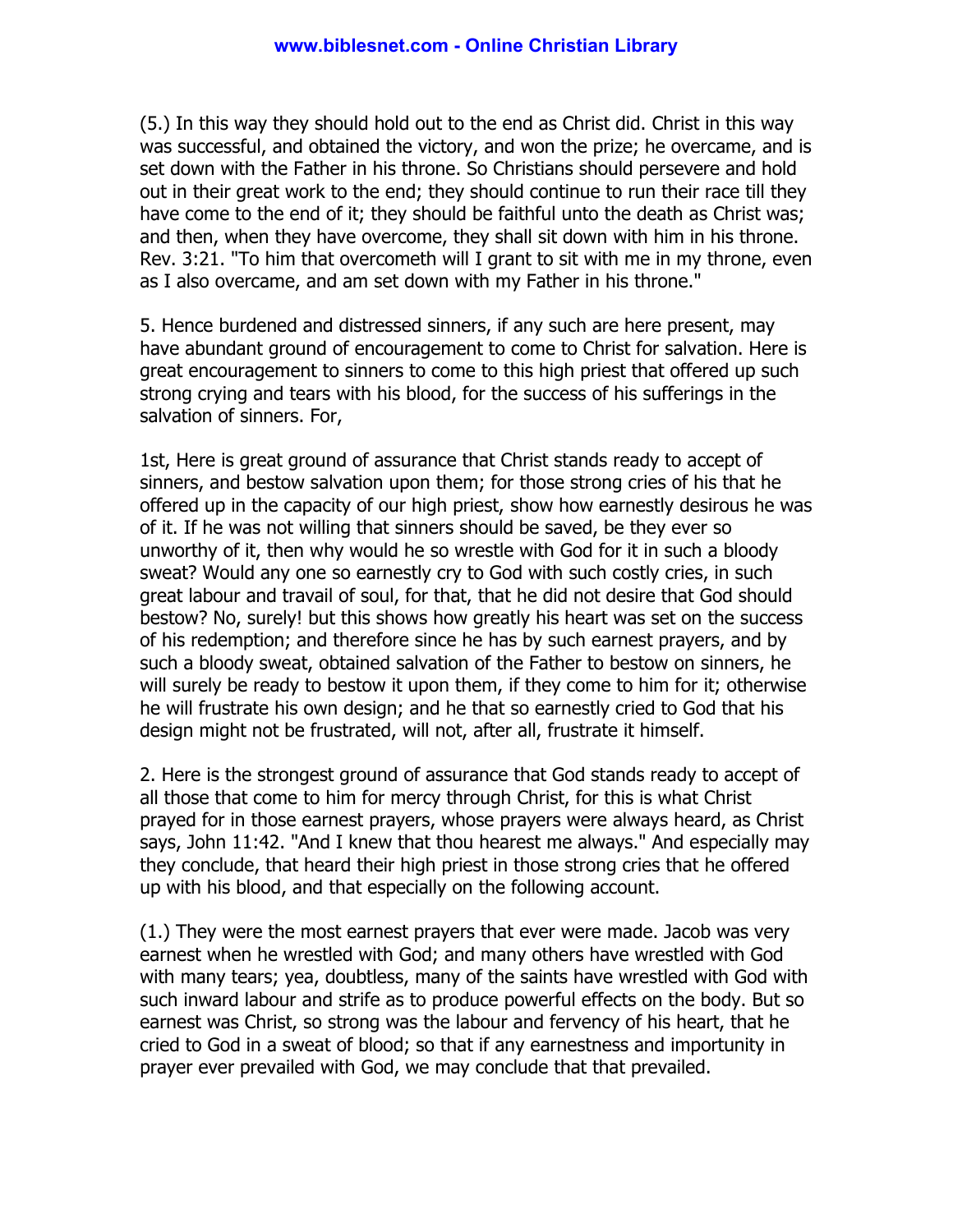(5.) In this way they should hold out to the end as Christ did. Christ in this way was successful, and obtained the victory, and won the prize; he overcame, and is set down with the Father in his throne. So Christians should persevere and hold out in their great work to the end; they should continue to run their race till they have come to the end of it; they should be faithful unto the death as Christ was; and then, when they have overcome, they shall sit down with him in his throne. Rev. 3:21. "To him that overcometh will I grant to sit with me in my throne, even as I also overcame, and am set down with my Father in his throne."

5. Hence burdened and distressed sinners, if any such are here present, may have abundant ground of encouragement to come to Christ for salvation. Here is great encouragement to sinners to come to this high priest that offered up such strong crying and tears with his blood, for the success of his sufferings in the salvation of sinners. For,

1st, Here is great ground of assurance that Christ stands ready to accept of sinners, and bestow salvation upon them; for those strong cries of his that he offered up in the capacity of our high priest, show how earnestly desirous he was of it. If he was not willing that sinners should be saved, be they ever so unworthy of it, then why would he so wrestle with God for it in such a bloody sweat? Would any one so earnestly cry to God with such costly cries, in such great labour and travail of soul, for that, that he did not desire that God should bestow? No, surely! but this shows how greatly his heart was set on the success of his redemption; and therefore since he has by such earnest prayers, and by such a bloody sweat, obtained salvation of the Father to bestow on sinners, he will surely be ready to bestow it upon them, if they come to him for it; otherwise he will frustrate his own design; and he that so earnestly cried to God that his design might not be frustrated, will not, after all, frustrate it himself.

2. Here is the strongest ground of assurance that God stands ready to accept of all those that come to him for mercy through Christ, for this is what Christ prayed for in those earnest prayers, whose prayers were always heard, as Christ says, John 11:42. "And I knew that thou hearest me always." And especially may they conclude, that heard their high priest in those strong cries that he offered up with his blood, and that especially on the following account.

(1.) They were the most earnest prayers that ever were made. Jacob was very earnest when he wrestled with God; and many others have wrestled with God with many tears; yea, doubtless, many of the saints have wrestled with God with such inward labour and strife as to produce powerful effects on the body. But so earnest was Christ, so strong was the labour and fervency of his heart, that he cried to God in a sweat of blood; so that if any earnestness and importunity in prayer ever prevailed with God, we may conclude that that prevailed.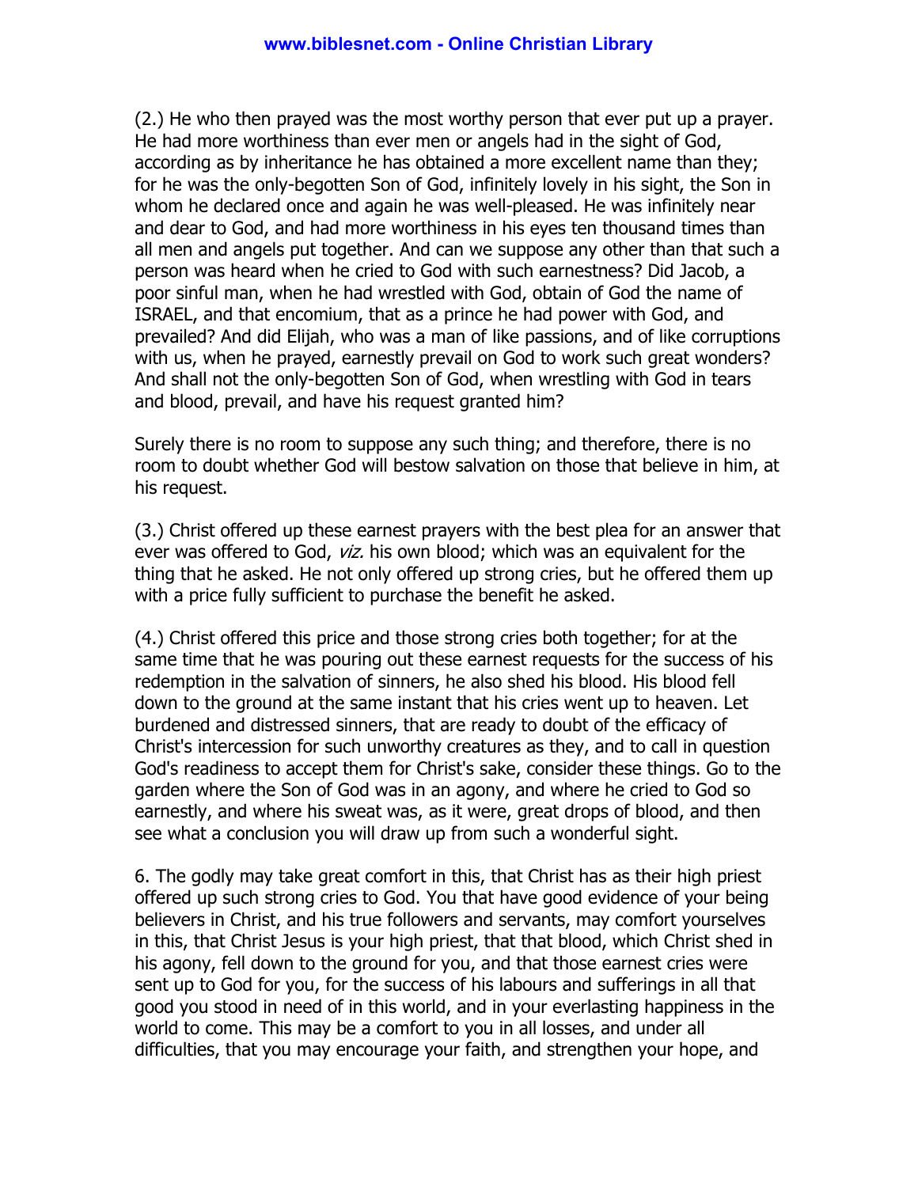(2.) He who then prayed was the most worthy person that ever put up a prayer. He had more worthiness than ever men or angels had in the sight of God, according as by inheritance he has obtained a more excellent name than they; for he was the only-begotten Son of God, infinitely lovely in his sight, the Son in whom he declared once and again he was well-pleased. He was infinitely near and dear to God, and had more worthiness in his eyes ten thousand times than all men and angels put together. And can we suppose any other than that such a person was heard when he cried to God with such earnestness? Did Jacob, a poor sinful man, when he had wrestled with God, obtain of God the name of ISRAEL, and that encomium, that as a prince he had power with God, and prevailed? And did Elijah, who was a man of like passions, and of like corruptions with us, when he prayed, earnestly prevail on God to work such great wonders? And shall not the only-begotten Son of God, when wrestling with God in tears and blood, prevail, and have his request granted him?

Surely there is no room to suppose any such thing; and therefore, there is no room to doubt whether God will bestow salvation on those that believe in him, at his request.

(3.) Christ offered up these earnest prayers with the best plea for an answer that ever was offered to God, *viz.* his own blood; which was an equivalent for the thing that he asked. He not only offered up strong cries, but he offered them up with a price fully sufficient to purchase the benefit he asked.

(4.) Christ offered this price and those strong cries both together; for at the same time that he was pouring out these earnest requests for the success of his redemption in the salvation of sinners, he also shed his blood. His blood fell down to the ground at the same instant that his cries went up to heaven. Let burdened and distressed sinners, that are ready to doubt of the efficacy of Christ's intercession for such unworthy creatures as they, and to call in question God's readiness to accept them for Christ's sake, consider these things. Go to the garden where the Son of God was in an agony, and where he cried to God so earnestly, and where his sweat was, as it were, great drops of blood, and then see what a conclusion you will draw up from such a wonderful sight.

6. The godly may take great comfort in this, that Christ has as their high priest offered up such strong cries to God. You that have good evidence of your being believers in Christ, and his true followers and servants, may comfort yourselves in this, that Christ Jesus is your high priest, that that blood, which Christ shed in his agony, fell down to the ground for you, and that those earnest cries were sent up to God for you, for the success of his labours and sufferings in all that good you stood in need of in this world, and in your everlasting happiness in the world to come. This may be a comfort to you in all losses, and under all difficulties, that you may encourage your faith, and strengthen your hope, and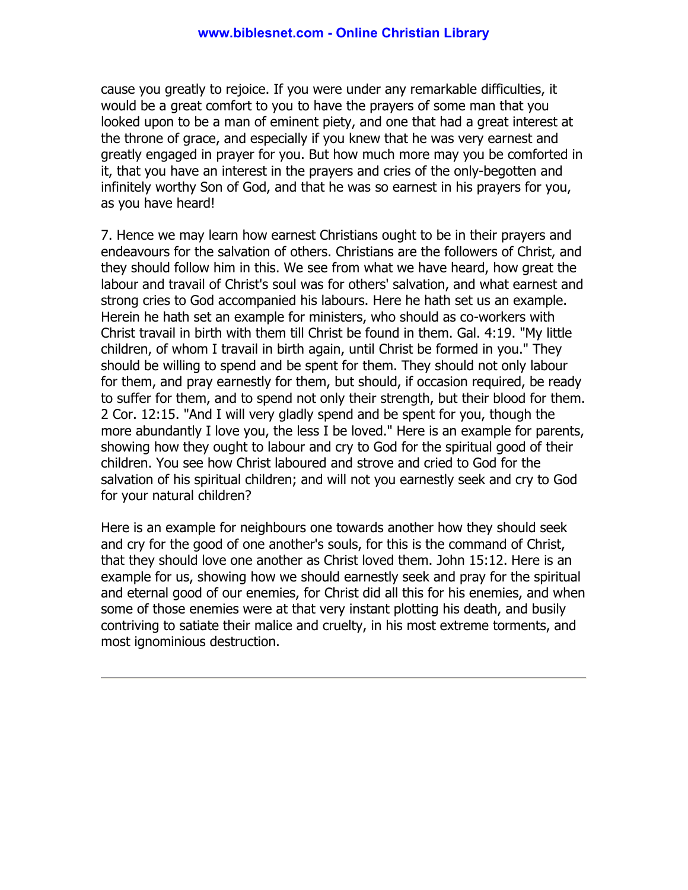cause you greatly to rejoice. If you were under any remarkable difficulties, it would be a great comfort to you to have the prayers of some man that you looked upon to be a man of eminent piety, and one that had a great interest at the throne of grace, and especially if you knew that he was very earnest and greatly engaged in prayer for you. But how much more may you be comforted in it, that you have an interest in the prayers and cries of the only-begotten and infinitely worthy Son of God, and that he was so earnest in his prayers for you, as you have heard!

7. Hence we may learn how earnest Christians ought to be in their prayers and endeavours for the salvation of others. Christians are the followers of Christ, and they should follow him in this. We see from what we have heard, how great the labour and travail of Christ's soul was for others' salvation, and what earnest and strong cries to God accompanied his labours. Here he hath set us an example. Herein he hath set an example for ministers, who should as co-workers with Christ travail in birth with them till Christ be found in them. Gal. 4:19. "My little children, of whom I travail in birth again, until Christ be formed in you." They should be willing to spend and be spent for them. They should not only labour for them, and pray earnestly for them, but should, if occasion required, be ready to suffer for them, and to spend not only their strength, but their blood for them. 2 Cor. 12:15. "And I will very gladly spend and be spent for you, though the more abundantly I love you, the less I be loved." Here is an example for parents, showing how they ought to labour and cry to God for the spiritual good of their children. You see how Christ laboured and strove and cried to God for the salvation of his spiritual children; and will not you earnestly seek and cry to God for your natural children?

Here is an example for neighbours one towards another how they should seek and cry for the good of one another's souls, for this is the command of Christ, that they should love one another as Christ loved them. John 15:12. Here is an example for us, showing how we should earnestly seek and pray for the spiritual and eternal good of our enemies, for Christ did all this for his enemies, and when some of those enemies were at that very instant plotting his death, and busily contriving to satiate their malice and cruelty, in his most extreme torments, and most ignominious destruction.